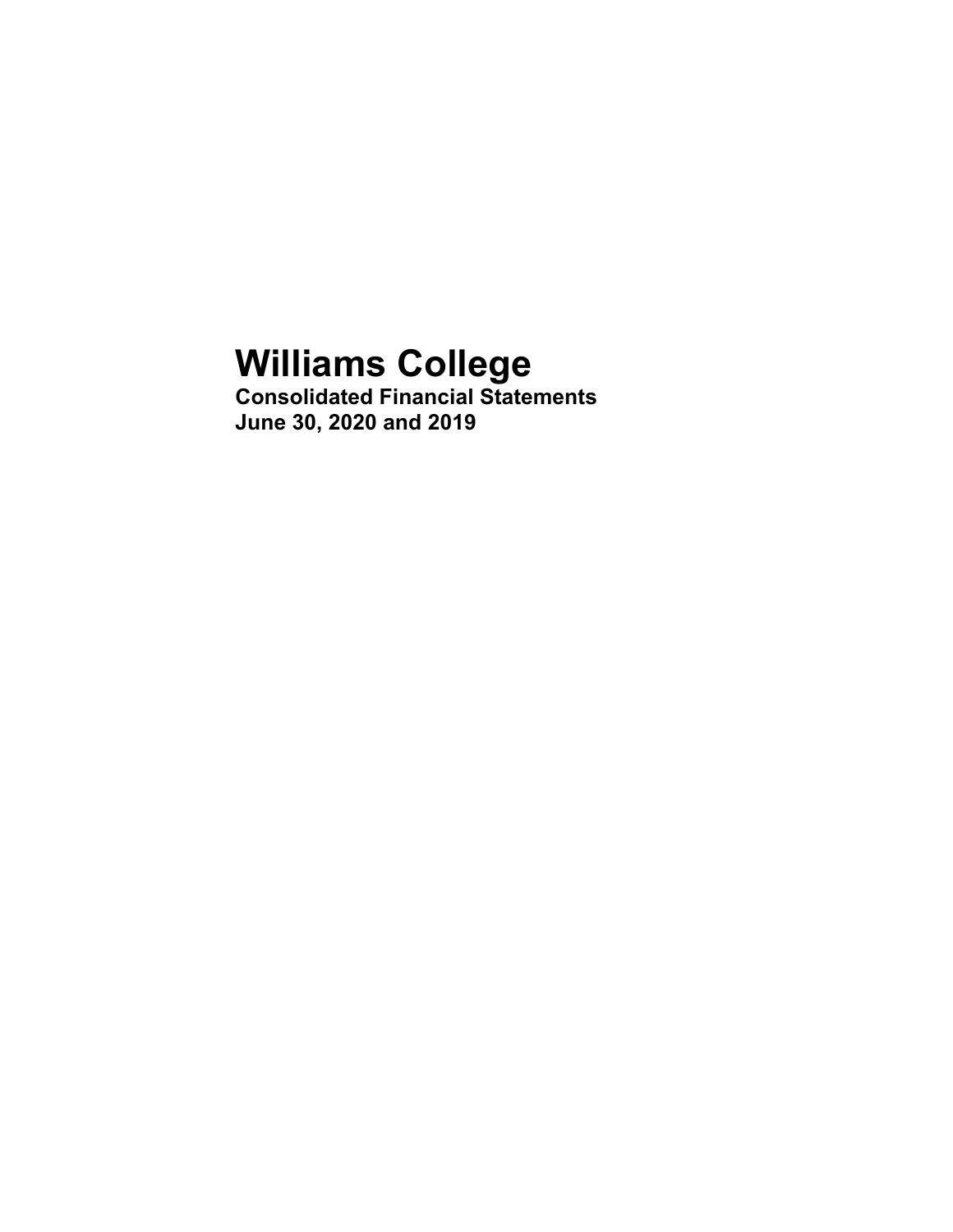# Williams College

**Consolidated Financial Statements**
**June 30, 2020 and 2019**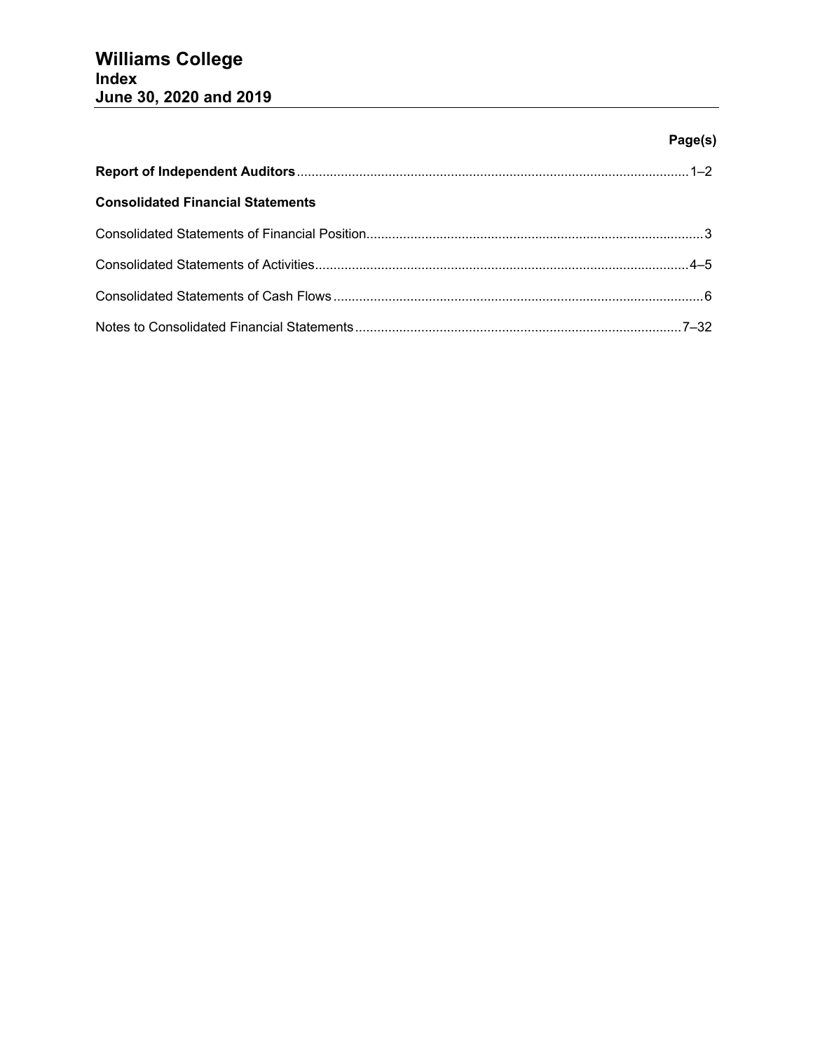# Williams College
## Index
## June 30, 2020 and 2019

| | Page(s) |
|---|---|
| **Report of Independent Auditors** | 1–2 |
| **Consolidated Financial Statements** | |
| Consolidated Statements of Financial Position | 3 |
| Consolidated Statements of Activities | 4–5 |
| Consolidated Statements of Cash Flows | 6 |
| Notes to Consolidated Financial Statements | 7–32 |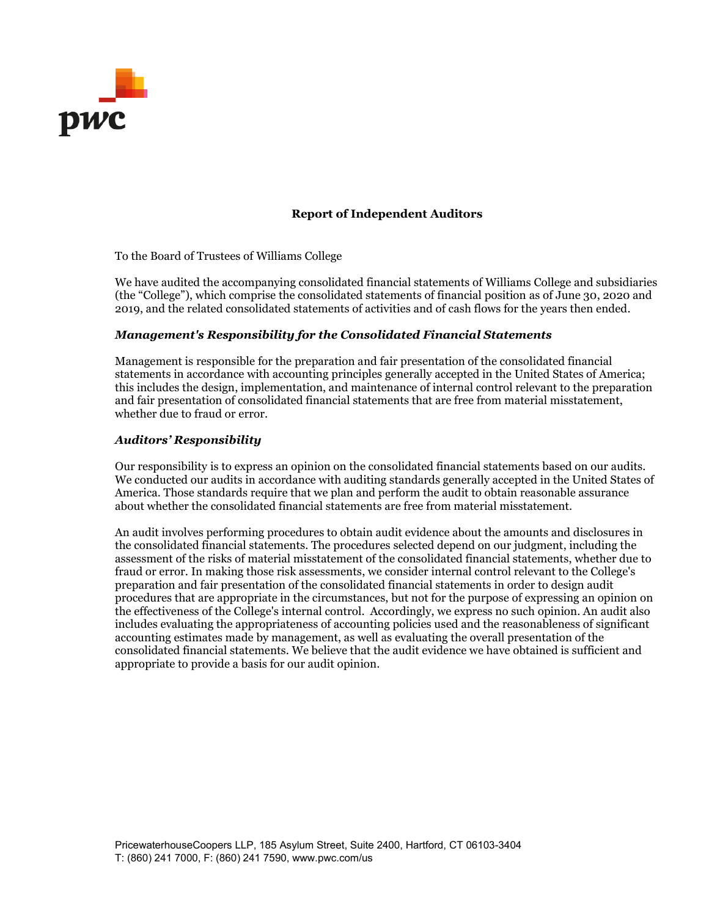## Report of Independent Auditors

To the Board of Trustees of Williams College

We have audited the accompanying consolidated financial statements of Williams College and subsidiaries (the "College"), which comprise the consolidated statements of financial position as of June 30, 2020 and 2019, and the related consolidated statements of activities and of cash flows for the years then ended.

### *Management's Responsibility for the Consolidated Financial Statements*

Management is responsible for the preparation and fair presentation of the consolidated financial statements in accordance with accounting principles generally accepted in the United States of America; this includes the design, implementation, and maintenance of internal control relevant to the preparation and fair presentation of consolidated financial statements that are free from material misstatement, whether due to fraud or error.

### *Auditors' Responsibility*

Our responsibility is to express an opinion on the consolidated financial statements based on our audits. We conducted our audits in accordance with auditing standards generally accepted in the United States of America. Those standards require that we plan and perform the audit to obtain reasonable assurance about whether the consolidated financial statements are free from material misstatement.

An audit involves performing procedures to obtain audit evidence about the amounts and disclosures in the consolidated financial statements. The procedures selected depend on our judgment, including the assessment of the risks of material misstatement of the consolidated financial statements, whether due to fraud or error. In making those risk assessments, we consider internal control relevant to the College's preparation and fair presentation of the consolidated financial statements in order to design audit procedures that are appropriate in the circumstances, but not for the purpose of expressing an opinion on the effectiveness of the College's internal control. Accordingly, we express no such opinion. An audit also includes evaluating the appropriateness of accounting policies used and the reasonableness of significant accounting estimates made by management, as well as evaluating the overall presentation of the consolidated financial statements. We believe that the audit evidence we have obtained is sufficient and appropriate to provide a basis for our audit opinion.

PricewaterhouseCoopers LLP, 185 Asylum Street, Suite 2400, Hartford, CT 06103-3404
T: (860) 241 7000, F: (860) 241 7590, www.pwc.com/us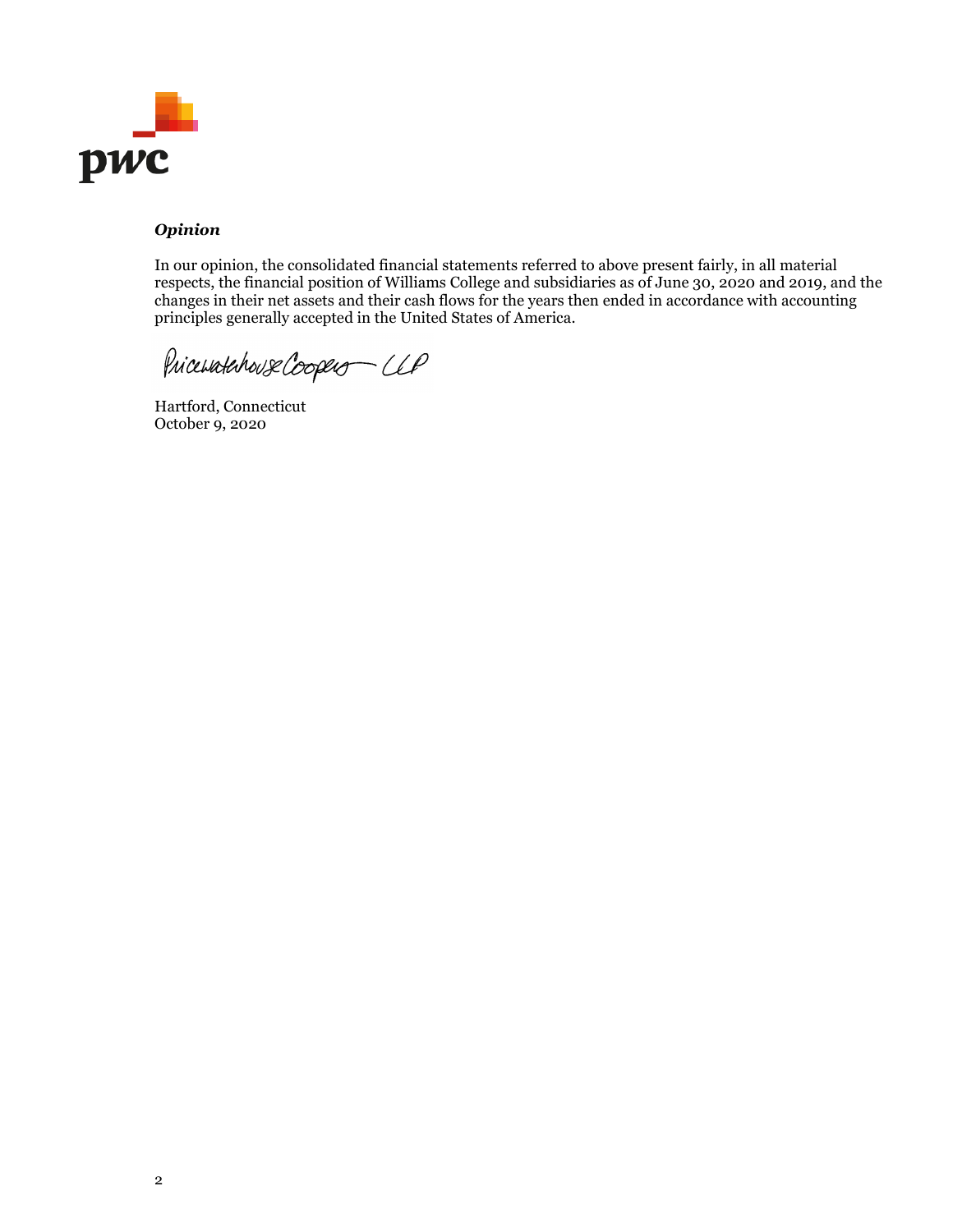***Opinion***

In our opinion, the consolidated financial statements referred to above present fairly, in all material respects, the financial position of Williams College and subsidiaries as of June 30, 2020 and 2019, and the changes in their net assets and their cash flows for the years then ended in accordance with accounting principles generally accepted in the United States of America.

PricewaterhouseCoopers LLP

Hartford, Connecticut
October 9, 2020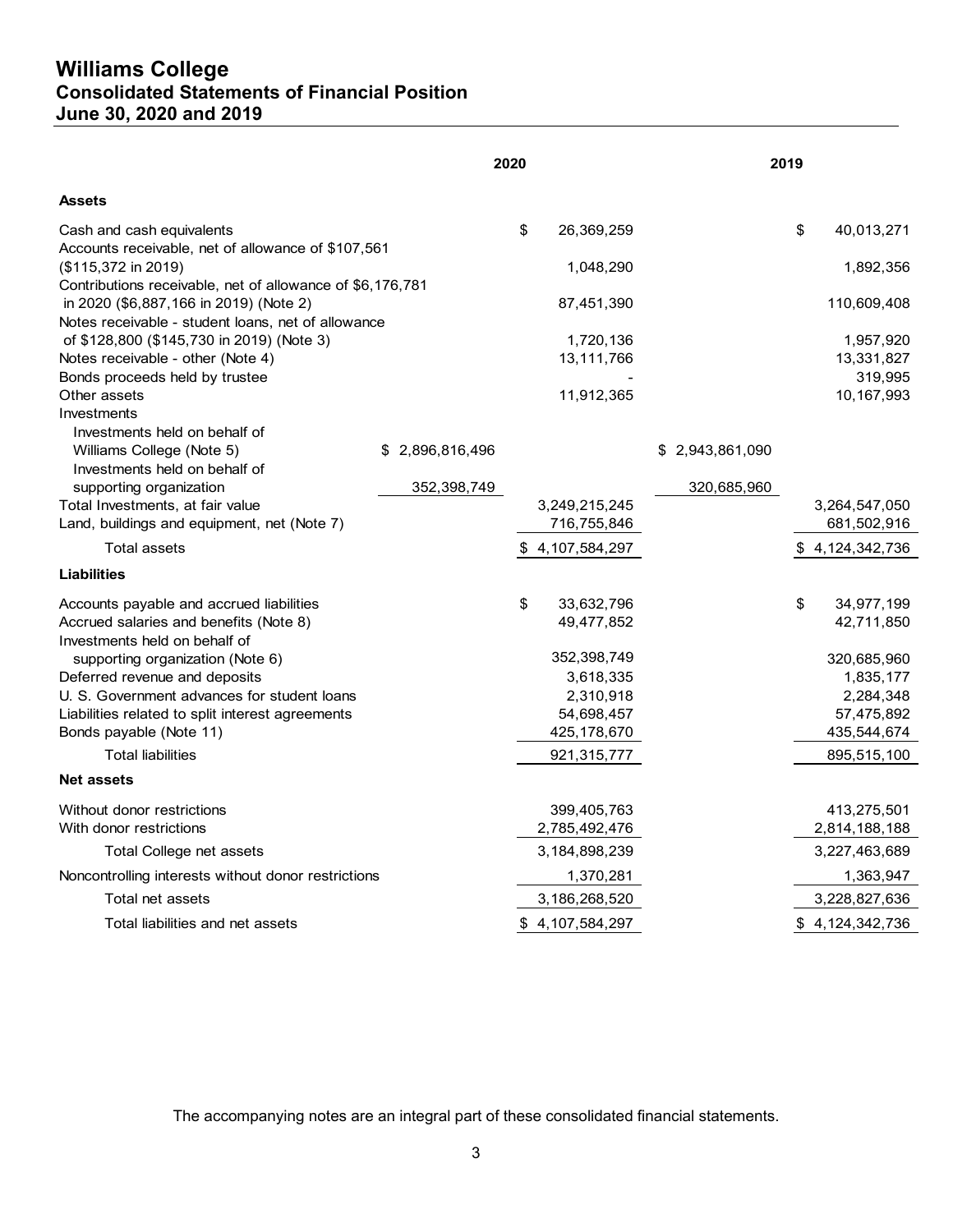# Williams College
## Consolidated Statements of Financial Position
## June 30, 2020 and 2019

| | 2020 | | 2019 | |
|---|---|---|---|---|
| **Assets** | | | | |
| Cash and cash equivalents | | $ 26,369,259 | | $ 40,013,271 |
| Accounts receivable, net of allowance of $107,561 ($115,372 in 2019) | | 1,048,290 | | 1,892,356 |
| Contributions receivable, net of allowance of $6,176,781 in 2020 ($6,887,166 in 2019) (Note 2) | | 87,451,390 | | 110,609,408 |
| Notes receivable - student loans, net of allowance of $128,800 ($145,730 in 2019) (Note 3) | | 1,720,136 | | 1,957,920 |
| Notes receivable - other (Note 4) | | 13,111,766 | | 13,331,827 |
| Bonds proceeds held by trustee | | - | | 319,995 |
| Other assets | | 11,912,365 | | 10,167,993 |
| Investments | | | | |
| Investments held on behalf of Williams College (Note 5) | $ 2,896,816,496 | | $ 2,943,861,090 | |
| Investments held on behalf of supporting organization | 352,398,749 | | 320,685,960 | |
| Total Investments, at fair value | | 3,249,215,245 | | 3,264,547,050 |
| Land, buildings and equipment, net (Note 7) | | 716,755,846 | | 681,502,916 |
| Total assets | | $ 4,107,584,297 | | $ 4,124,342,736 |
| **Liabilities** | | | | |
| Accounts payable and accrued liabilities | | $ 33,632,796 | | $ 34,977,199 |
| Accrued salaries and benefits (Note 8) | | 49,477,852 | | 42,711,850 |
| Investments held on behalf of supporting organization (Note 6) | | 352,398,749 | | 320,685,960 |
| Deferred revenue and deposits | | 3,618,335 | | 1,835,177 |
| U. S. Government advances for student loans | | 2,310,918 | | 2,284,348 |
| Liabilities related to split interest agreements | | 54,698,457 | | 57,475,892 |
| Bonds payable (Note 11) | | 425,178,670 | | 435,544,674 |
| Total liabilities | | 921,315,777 | | 895,515,100 |
| **Net assets** | | | | |
| Without donor restrictions | | 399,405,763 | | 413,275,501 |
| With donor restrictions | | 2,785,492,476 | | 2,814,188,188 |
| Total College net assets | | 3,184,898,239 | | 3,227,463,689 |
| Noncontrolling interests without donor restrictions | | 1,370,281 | | 1,363,947 |
| Total net assets | | 3,186,268,520 | | 3,228,827,636 |
| Total liabilities and net assets | | $ 4,107,584,297 | | $ 4,124,342,736 |

The accompanying notes are an integral part of these consolidated financial statements.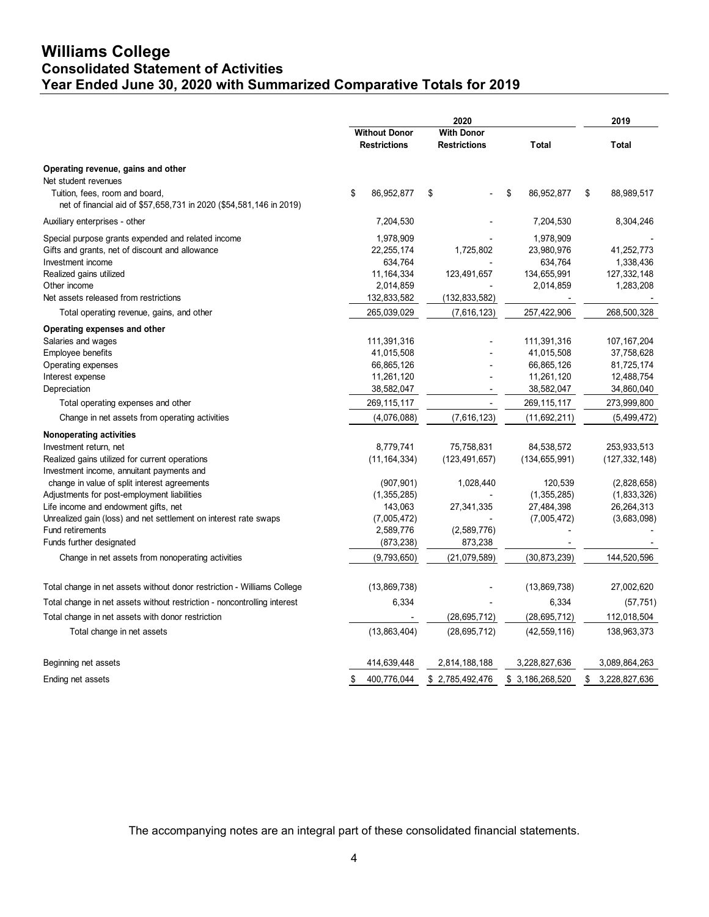# Williams College
## Consolidated Statement of Activities
## Year Ended June 30, 2020 with Summarized Comparative Totals for 2019

| | 2020 | | | 2019 |
|---|---|---|---|---|
| | Without Donor Restrictions | With Donor Restrictions | Total | Total |
| **Operating revenue, gains and other** | | | | |
| Net student revenues | | | | |
| Tuition, fees, room and board, net of financial aid of $57,658,731 in 2020 ($54,581,146 in 2019) | $ 86,952,877 | $ - | $ 86,952,877 | $ 88,989,517 |
| Auxiliary enterprises - other | 7,204,530 | - | 7,204,530 | 8,304,246 |
| Special purpose grants expended and related income | 1,978,909 | - | 1,978,909 | - |
| Gifts and grants, net of discount and allowance | 22,255,174 | 1,725,802 | 23,980,976 | 41,252,773 |
| Investment income | 634,764 | - | 634,764 | 1,338,436 |
| Realized gains utilized | 11,164,334 | 123,491,657 | 134,655,991 | 127,332,148 |
| Other income | 2,014,859 | - | 2,014,859 | 1,283,208 |
| Net assets released from restrictions | 132,833,582 | (132,833,582) | - | - |
| Total operating revenue, gains, and other | 265,039,029 | (7,616,123) | 257,422,906 | 268,500,328 |
| **Operating expenses and other** | | | | |
| Salaries and wages | 111,391,316 | - | 111,391,316 | 107,167,204 |
| Employee benefits | 41,015,508 | - | 41,015,508 | 37,758,628 |
| Operating expenses | 66,865,126 | - | 66,865,126 | 81,725,174 |
| Interest expense | 11,261,120 | - | 11,261,120 | 12,488,754 |
| Depreciation | 38,582,047 | - | 38,582,047 | 34,860,040 |
| Total operating expenses and other | 269,115,117 | - | 269,115,117 | 273,999,800 |
| Change in net assets from operating activities | (4,076,088) | (7,616,123) | (11,692,211) | (5,499,472) |
| **Nonoperating activities** | | | | |
| Investment return, net | 8,779,741 | 75,758,831 | 84,538,572 | 253,933,513 |
| Realized gains utilized for current operations | (11,164,334) | (123,491,657) | (134,655,991) | (127,332,148) |
| Investment income, annuitant payments and change in value of split interest agreements | (907,901) | 1,028,440 | 120,539 | (2,828,658) |
| Adjustments for post-employment liabilities | (1,355,285) | - | (1,355,285) | (1,833,326) |
| Life income and endowment gifts, net | 143,063 | 27,341,335 | 27,484,398 | 26,264,313 |
| Unrealized gain (loss) and net settlement on interest rate swaps | (7,005,472) | - | (7,005,472) | (3,683,098) |
| Fund retirements | 2,589,776 | (2,589,776) | - | - |
| Funds further designated | (873,238) | 873,238 | - | - |
| Change in net assets from nonoperating activities | (9,793,650) | (21,079,589) | (30,873,239) | 144,520,596 |
| Total change in net assets without donor restriction - Williams College | (13,869,738) | - | (13,869,738) | 27,002,620 |
| Total change in net assets without restriction - noncontrolling interest | 6,334 | - | 6,334 | (57,751) |
| Total change in net assets with donor restriction | - | (28,695,712) | (28,695,712) | 112,018,504 |
| Total change in net assets | (13,863,404) | (28,695,712) | (42,559,116) | 138,963,373 |
| Beginning net assets | 414,639,448 | 2,814,188,188 | 3,228,827,636 | 3,089,864,263 |
| Ending net assets | $ 400,776,044 | $ 2,785,492,476 | $ 3,186,268,520 | $ 3,228,827,636 |

The accompanying notes are an integral part of these consolidated financial statements.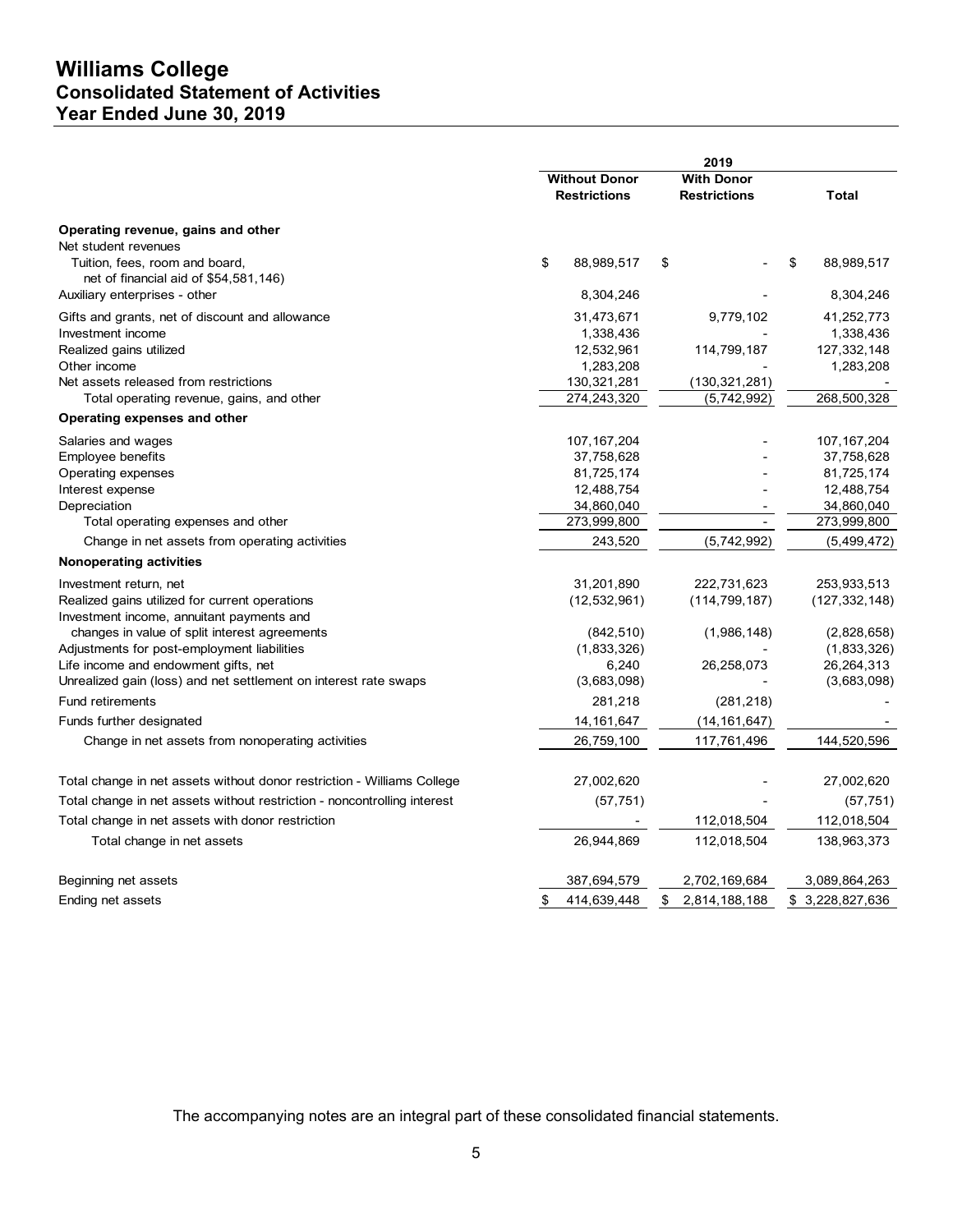# Williams College
## Consolidated Statement of Activities
## Year Ended June 30, 2019

| | 2019 | | |
|---|---|---|---|
| | Without Donor Restrictions | With Donor Restrictions | Total |
| **Operating revenue, gains and other** | | | |
| Net student revenues | | | |
| Tuition, fees, room and board, net of financial aid of $54,581,146) | $ 88,989,517 | $ - | $ 88,989,517 |
| Auxiliary enterprises - other | 8,304,246 | - | 8,304,246 |
| Gifts and grants, net of discount and allowance | 31,473,671 | 9,779,102 | 41,252,773 |
| Investment income | 1,338,436 | - | 1,338,436 |
| Realized gains utilized | 12,532,961 | 114,799,187 | 127,332,148 |
| Other income | 1,283,208 | - | 1,283,208 |
| Net assets released from restrictions | 130,321,281 | (130,321,281) | - |
| Total operating revenue, gains, and other | 274,243,320 | (5,742,992) | 268,500,328 |
| **Operating expenses and other** | | | |
| Salaries and wages | 107,167,204 | - | 107,167,204 |
| Employee benefits | 37,758,628 | - | 37,758,628 |
| Operating expenses | 81,725,174 | - | 81,725,174 |
| Interest expense | 12,488,754 | - | 12,488,754 |
| Depreciation | 34,860,040 | - | 34,860,040 |
| Total operating expenses and other | 273,999,800 | - | 273,999,800 |
| Change in net assets from operating activities | 243,520 | (5,742,992) | (5,499,472) |
| **Nonoperating activities** | | | |
| Investment return, net | 31,201,890 | 222,731,623 | 253,933,513 |
| Realized gains utilized for current operations | (12,532,961) | (114,799,187) | (127,332,148) |
| Investment income, annuitant payments and changes in value of split interest agreements | (842,510) | (1,986,148) | (2,828,658) |
| Adjustments for post-employment liabilities | (1,833,326) | - | (1,833,326) |
| Life income and endowment gifts, net | 6,240 | 26,258,073 | 26,264,313 |
| Unrealized gain (loss) and net settlement on interest rate swaps | (3,683,098) | - | (3,683,098) |
| Fund retirements | 281,218 | (281,218) | - |
| Funds further designated | 14,161,647 | (14,161,647) | - |
| Change in net assets from nonoperating activities | 26,759,100 | 117,761,496 | 144,520,596 |
| Total change in net assets without donor restriction - Williams College | 27,002,620 | - | 27,002,620 |
| Total change in net assets without restriction - noncontrolling interest | (57,751) | - | (57,751) |
| Total change in net assets with donor restriction | - | 112,018,504 | 112,018,504 |
| Total change in net assets | 26,944,869 | 112,018,504 | 138,963,373 |
| Beginning net assets | 387,694,579 | 2,702,169,684 | 3,089,864,263 |
| Ending net assets | $ 414,639,448 | $ 2,814,188,188 | $ 3,228,827,636 |

The accompanying notes are an integral part of these consolidated financial statements.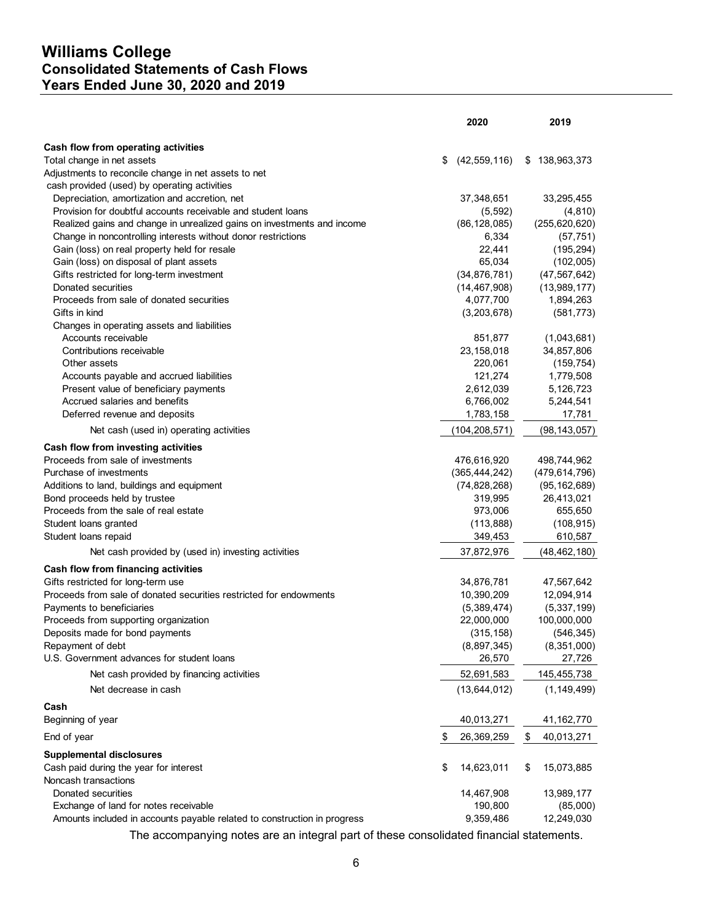# Williams College
## Consolidated Statements of Cash Flows
### Years Ended June 30, 2020 and 2019

| | 2020 | 2019 |
|---|---|---|
| **Cash flow from operating activities** | | |
| Total change in net assets | $ (42,559,116) | $ 138,963,373 |
| Adjustments to reconcile change in net assets to net cash provided (used) by operating activities | | |
| Depreciation, amortization and accretion, net | 37,348,651 | 33,295,455 |
| Provision for doubtful accounts receivable and student loans | (5,592) | (4,810) |
| Realized gains and change in unrealized gains on investments and income | (86,128,085) | (255,620,620) |
| Change in noncontrolling interests without donor restrictions | 6,334 | (57,751) |
| Gain (loss) on real property held for resale | 22,441 | (195,294) |
| Gain (loss) on disposal of plant assets | 65,034 | (102,005) |
| Gifts restricted for long-term investment | (34,876,781) | (47,567,642) |
| Donated securities | (14,467,908) | (13,989,177) |
| Proceeds from sale of donated securities | 4,077,700 | 1,894,263 |
| Gifts in kind | (3,203,678) | (581,773) |
| Changes in operating assets and liabilities | | |
| Accounts receivable | 851,877 | (1,043,681) |
| Contributions receivable | 23,158,018 | 34,857,806 |
| Other assets | 220,061 | (159,754) |
| Accounts payable and accrued liabilities | 121,274 | 1,779,508 |
| Present value of beneficiary payments | 2,612,039 | 5,126,723 |
| Accrued salaries and benefits | 6,766,002 | 5,244,541 |
| Deferred revenue and deposits | 1,783,158 | 17,781 |
| Net cash (used in) operating activities | (104,208,571) | (98,143,057) |
| **Cash flow from investing activities** | | |
| Proceeds from sale of investments | 476,616,920 | 498,744,962 |
| Purchase of investments | (365,444,242) | (479,614,796) |
| Additions to land, buildings and equipment | (74,828,268) | (95,162,689) |
| Bond proceeds held by trustee | 319,995 | 26,413,021 |
| Proceeds from the sale of real estate | 973,006 | 655,650 |
| Student loans granted | (113,888) | (108,915) |
| Student loans repaid | 349,453 | 610,587 |
| Net cash provided by (used in) investing activities | 37,872,976 | (48,462,180) |
| **Cash flow from financing activities** | | |
| Gifts restricted for long-term use | 34,876,781 | 47,567,642 |
| Proceeds from sale of donated securities restricted for endowments | 10,390,209 | 12,094,914 |
| Payments to beneficiaries | (5,389,474) | (5,337,199) |
| Proceeds from supporting organization | 22,000,000 | 100,000,000 |
| Deposits made for bond payments | (315,158) | (546,345) |
| Repayment of debt | (8,897,345) | (8,351,000) |
| U.S. Government advances for student loans | 26,570 | 27,726 |
| Net cash provided by financing activities | 52,691,583 | 145,455,738 |
| Net decrease in cash | (13,644,012) | (1,149,499) |
| **Cash** | | |
| Beginning of year | 40,013,271 | 41,162,770 |
| End of year | $ 26,369,259 | $ 40,013,271 |
| **Supplemental disclosures** | | |
| Cash paid during the year for interest | $ 14,623,011 | $ 15,073,885 |
| Noncash transactions | | |
| Donated securities | 14,467,908 | 13,989,177 |
| Exchange of land for notes receivable | 190,800 | (85,000) |
| Amounts included in accounts payable related to construction in progress | 9,359,486 | 12,249,030 |

The accompanying notes are an integral part of these consolidated financial statements.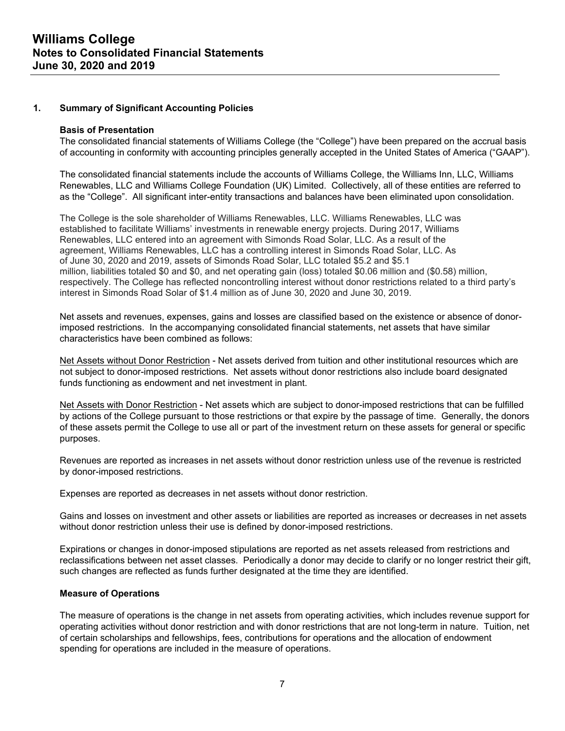# Williams College
## Notes to Consolidated Financial Statements
## June 30, 2020 and 2019

### 1. Summary of Significant Accounting Policies

**Basis of Presentation**

The consolidated financial statements of Williams College (the "College") have been prepared on the accrual basis of accounting in conformity with accounting principles generally accepted in the United States of America ("GAAP").

The consolidated financial statements include the accounts of Williams College, the Williams Inn, LLC, Williams Renewables, LLC and Williams College Foundation (UK) Limited. Collectively, all of these entities are referred to as the "College". All significant inter-entity transactions and balances have been eliminated upon consolidation.

The College is the sole shareholder of Williams Renewables, LLC. Williams Renewables, LLC was established to facilitate Williams' investments in renewable energy projects. During 2017, Williams Renewables, LLC entered into an agreement with Simonds Road Solar, LLC. As a result of the agreement, Williams Renewables, LLC has a controlling interest in Simonds Road Solar, LLC. As of June 30, 2020 and 2019, assets of Simonds Road Solar, LLC totaled $5.2 and $5.1 million, liabilities totaled $0 and $0, and net operating gain (loss) totaled $0.06 million and ($0.58) million, respectively. The College has reflected noncontrolling interest without donor restrictions related to a third party's interest in Simonds Road Solar of $1.4 million as of June 30, 2020 and June 30, 2019.

Net assets and revenues, expenses, gains and losses are classified based on the existence or absence of donor-imposed restrictions. In the accompanying consolidated financial statements, net assets that have similar characteristics have been combined as follows:

Net Assets without Donor Restriction - Net assets derived from tuition and other institutional resources which are not subject to donor-imposed restrictions. Net assets without donor restrictions also include board designated funds functioning as endowment and net investment in plant.

Net Assets with Donor Restriction - Net assets which are subject to donor-imposed restrictions that can be fulfilled by actions of the College pursuant to those restrictions or that expire by the passage of time. Generally, the donors of these assets permit the College to use all or part of the investment return on these assets for general or specific purposes.

Revenues are reported as increases in net assets without donor restriction unless use of the revenue is restricted by donor-imposed restrictions.

Expenses are reported as decreases in net assets without donor restriction.

Gains and losses on investment and other assets or liabilities are reported as increases or decreases in net assets without donor restriction unless their use is defined by donor-imposed restrictions.

Expirations or changes in donor-imposed stipulations are reported as net assets released from restrictions and reclassifications between net asset classes. Periodically a donor may decide to clarify or no longer restrict their gift, such changes are reflected as funds further designated at the time they are identified.

**Measure of Operations**

The measure of operations is the change in net assets from operating activities, which includes revenue support for operating activities without donor restriction and with donor restrictions that are not long-term in nature. Tuition, net of certain scholarships and fellowships, fees, contributions for operations and the allocation of endowment spending for operations are included in the measure of operations.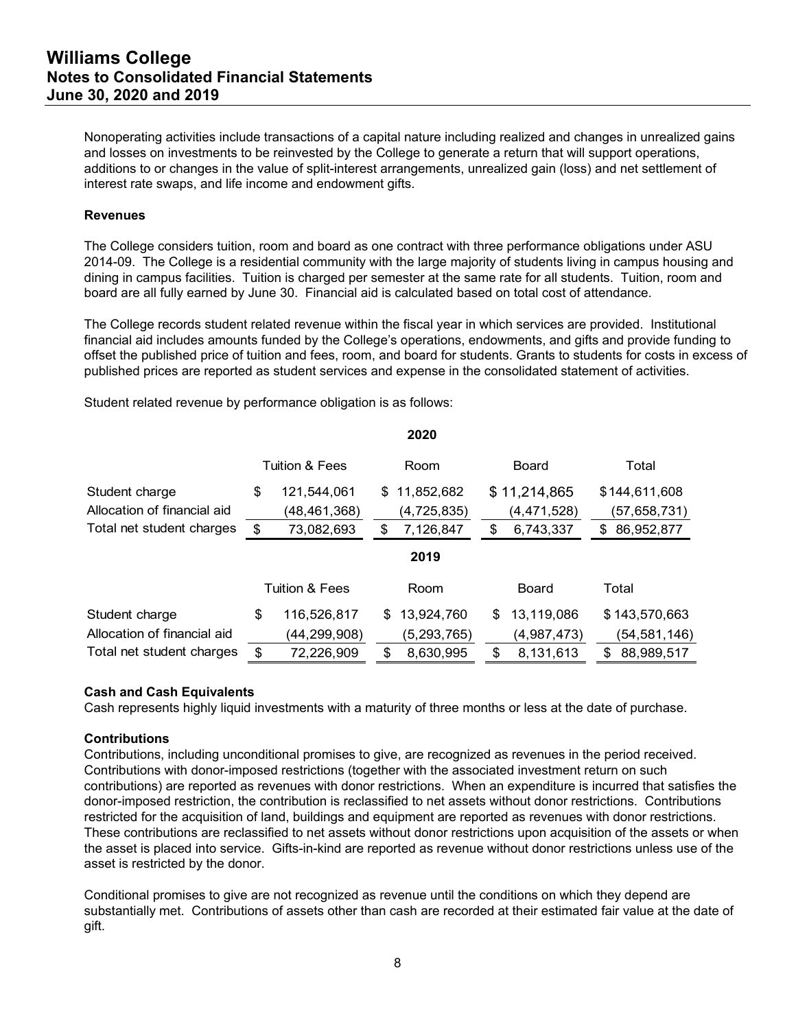Nonoperating activities include transactions of a capital nature including realized and changes in unrealized gains and losses on investments to be reinvested by the College to generate a return that will support operations, additions to or changes in the value of split-interest arrangements, unrealized gain (loss) and net settlement of interest rate swaps, and life income and endowment gifts.

**Revenues**

The College considers tuition, room and board as one contract with three performance obligations under ASU 2014-09. The College is a residential community with the large majority of students living in campus housing and dining in campus facilities. Tuition is charged per semester at the same rate for all students. Tuition, room and board are all fully earned by June 30. Financial aid is calculated based on total cost of attendance.

The College records student related revenue within the fiscal year in which services are provided. Institutional financial aid includes amounts funded by the College's operations, endowments, and gifts and provide funding to offset the published price of tuition and fees, room, and board for students. Grants to students for costs in excess of published prices are reported as student services and expense in the consolidated statement of activities.

Student related revenue by performance obligation is as follows:

| | 2020 | | | |
|---|---|---|---|---|
| | Tuition & Fees | Room | Board | Total |
| Student charge | $ 121,544,061 | $ 11,852,682 | $ 11,214,865 | $ 144,611,608 |
| Allocation of financial aid | (48,461,368) | (4,725,835) | (4,471,528) | (57,658,731) |
| Total net student charges | $ 73,082,693 | $ 7,126,847 | $ 6,743,337 | $ 86,952,877 |

| | 2019 | | | |
|---|---|---|---|---|
| | Tuition & Fees | Room | Board | Total |
| Student charge | $ 116,526,817 | $ 13,924,760 | $ 13,119,086 | $ 143,570,663 |
| Allocation of financial aid | (44,299,908) | (5,293,765) | (4,987,473) | (54,581,146) |
| Total net student charges | $ 72,226,909 | $ 8,630,995 | $ 8,131,613 | $ 88,989,517 |

**Cash and Cash Equivalents**

Cash represents highly liquid investments with a maturity of three months or less at the date of purchase.

**Contributions**

Contributions, including unconditional promises to give, are recognized as revenues in the period received. Contributions with donor-imposed restrictions (together with the associated investment return on such contributions) are reported as revenues with donor restrictions. When an expenditure is incurred that satisfies the donor-imposed restriction, the contribution is reclassified to net assets without donor restrictions. Contributions restricted for the acquisition of land, buildings and equipment are reported as revenues with donor restrictions. These contributions are reclassified to net assets without donor restrictions upon acquisition of the assets or when the asset is placed into service. Gifts-in-kind are reported as revenue without donor restrictions unless use of the asset is restricted by the donor.

Conditional promises to give are not recognized as revenue until the conditions on which they depend are substantially met. Contributions of assets other than cash are recorded at their estimated fair value at the date of gift.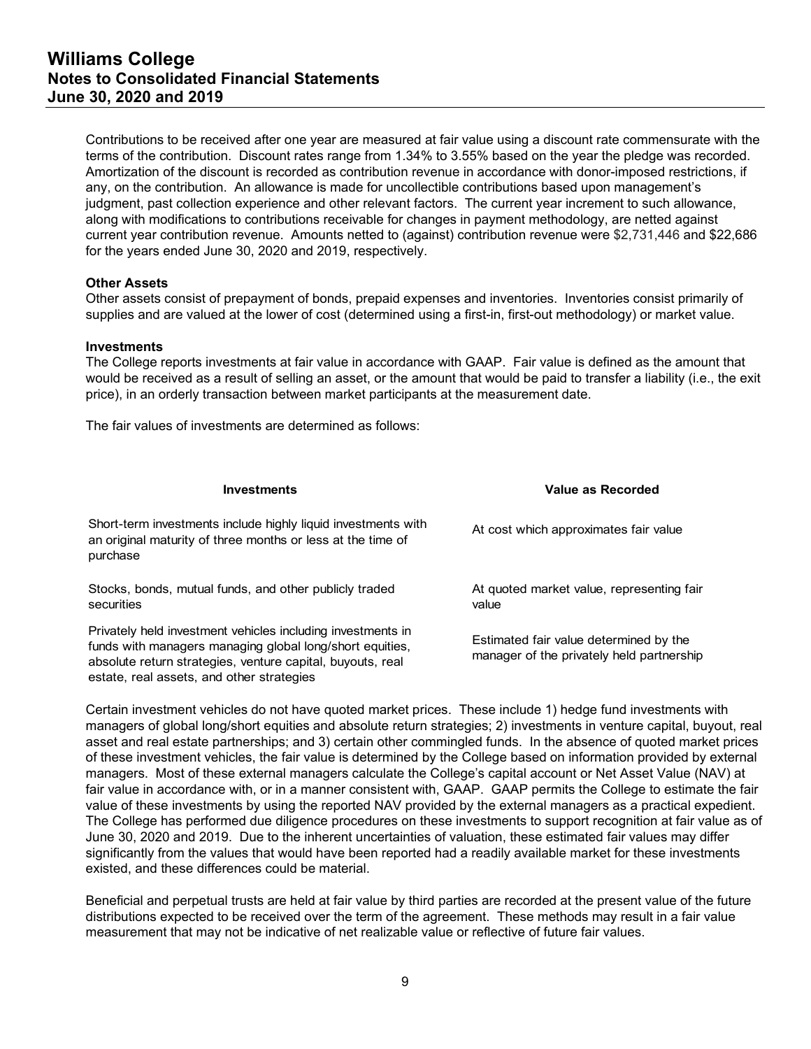Contributions to be received after one year are measured at fair value using a discount rate commensurate with the terms of the contribution. Discount rates range from 1.34% to 3.55% based on the year the pledge was recorded. Amortization of the discount is recorded as contribution revenue in accordance with donor-imposed restrictions, if any, on the contribution. An allowance is made for uncollectible contributions based upon management's judgment, past collection experience and other relevant factors. The current year increment to such allowance, along with modifications to contributions receivable for changes in payment methodology, are netted against current year contribution revenue. Amounts netted to (against) contribution revenue were $2,731,446 and $22,686 for the years ended June 30, 2020 and 2019, respectively.

**Other Assets**

Other assets consist of prepayment of bonds, prepaid expenses and inventories. Inventories consist primarily of supplies and are valued at the lower of cost (determined using a first-in, first-out methodology) or market value.

**Investments**

The College reports investments at fair value in accordance with GAAP. Fair value is defined as the amount that would be received as a result of selling an asset, or the amount that would be paid to transfer a liability (i.e., the exit price), in an orderly transaction between market participants at the measurement date.

The fair values of investments are determined as follows:

| Investments | Value as Recorded |
|---|---|
| Short-term investments include highly liquid investments with an original maturity of three months or less at the time of purchase | At cost which approximates fair value |
| Stocks, bonds, mutual funds, and other publicly traded securities | At quoted market value, representing fair value |
| Privately held investment vehicles including investments in funds with managers managing global long/short equities, absolute return strategies, venture capital, buyouts, real estate, real assets, and other strategies | Estimated fair value determined by the manager of the privately held partnership |

Certain investment vehicles do not have quoted market prices. These include 1) hedge fund investments with managers of global long/short equities and absolute return strategies; 2) investments in venture capital, buyout, real asset and real estate partnerships; and 3) certain other commingled funds. In the absence of quoted market prices of these investment vehicles, the fair value is determined by the College based on information provided by external managers. Most of these external managers calculate the College's capital account or Net Asset Value (NAV) at fair value in accordance with, or in a manner consistent with, GAAP. GAAP permits the College to estimate the fair value of these investments by using the reported NAV provided by the external managers as a practical expedient. The College has performed due diligence procedures on these investments to support recognition at fair value as of June 30, 2020 and 2019. Due to the inherent uncertainties of valuation, these estimated fair values may differ significantly from the values that would have been reported had a readily available market for these investments existed, and these differences could be material.

Beneficial and perpetual trusts are held at fair value by third parties are recorded at the present value of the future distributions expected to be received over the term of the agreement. These methods may result in a fair value measurement that may not be indicative of net realizable value or reflective of future fair values.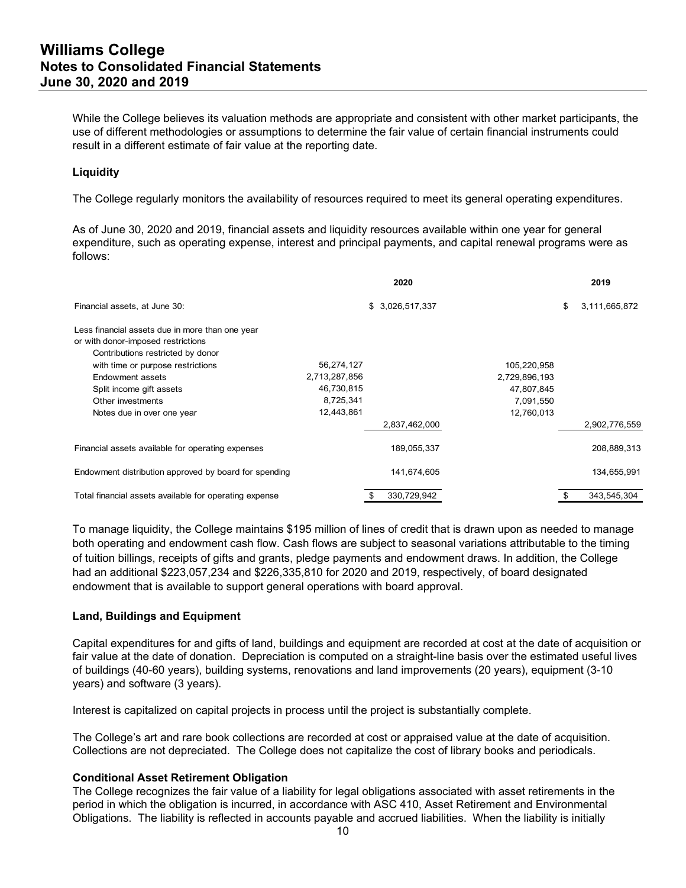While the College believes its valuation methods are appropriate and consistent with other market participants, the use of different methodologies or assumptions to determine the fair value of certain financial instruments could result in a different estimate of fair value at the reporting date.

**Liquidity**

The College regularly monitors the availability of resources required to meet its general operating expenditures.

As of June 30, 2020 and 2019, financial assets and liquidity resources available within one year for general expenditure, such as operating expense, interest and principal payments, and capital renewal programs were as follows:

| | | 2020 | | 2019 |
|---|---|---|---|---|
| Financial assets, at June 30: | | $ 3,026,517,337 | | $ 3,111,665,872 |
| Less financial assets due in more than one year or with donor-imposed restrictions | | | | |
| Contributions restricted by donor with time or purpose restrictions | 56,274,127 | | 105,220,958 | |
| Endowment assets | 2,713,287,856 | | 2,729,896,193 | |
| Split income gift assets | 46,730,815 | | 47,807,845 | |
| Other investments | 8,725,341 | | 7,091,550 | |
| Notes due in over one year | 12,443,861 | | 12,760,013 | |
| | | 2,837,462,000 | | 2,902,776,559 |
| Financial assets available for operating expenses | | 189,055,337 | | 208,889,313 |
| Endowment distribution approved by board for spending | | 141,674,605 | | 134,655,991 |
| Total financial assets available for operating expense | | $ 330,729,942 | | $ 343,545,304 |

To manage liquidity, the College maintains $195 million of lines of credit that is drawn upon as needed to manage both operating and endowment cash flow. Cash flows are subject to seasonal variations attributable to the timing of tuition billings, receipts of gifts and grants, pledge payments and endowment draws. In addition, the College had an additional $223,057,234 and $226,335,810 for 2020 and 2019, respectively, of board designated endowment that is available to support general operations with board approval.

**Land, Buildings and Equipment**

Capital expenditures for and gifts of land, buildings and equipment are recorded at cost at the date of acquisition or fair value at the date of donation. Depreciation is computed on a straight-line basis over the estimated useful lives of buildings (40-60 years), building systems, renovations and land improvements (20 years), equipment (3-10 years) and software (3 years).

Interest is capitalized on capital projects in process until the project is substantially complete.

The College's art and rare book collections are recorded at cost or appraised value at the date of acquisition. Collections are not depreciated. The College does not capitalize the cost of library books and periodicals.

**Conditional Asset Retirement Obligation**

The College recognizes the fair value of a liability for legal obligations associated with asset retirements in the period in which the obligation is incurred, in accordance with ASC 410, Asset Retirement and Environmental Obligations. The liability is reflected in accounts payable and accrued liabilities. When the liability is initially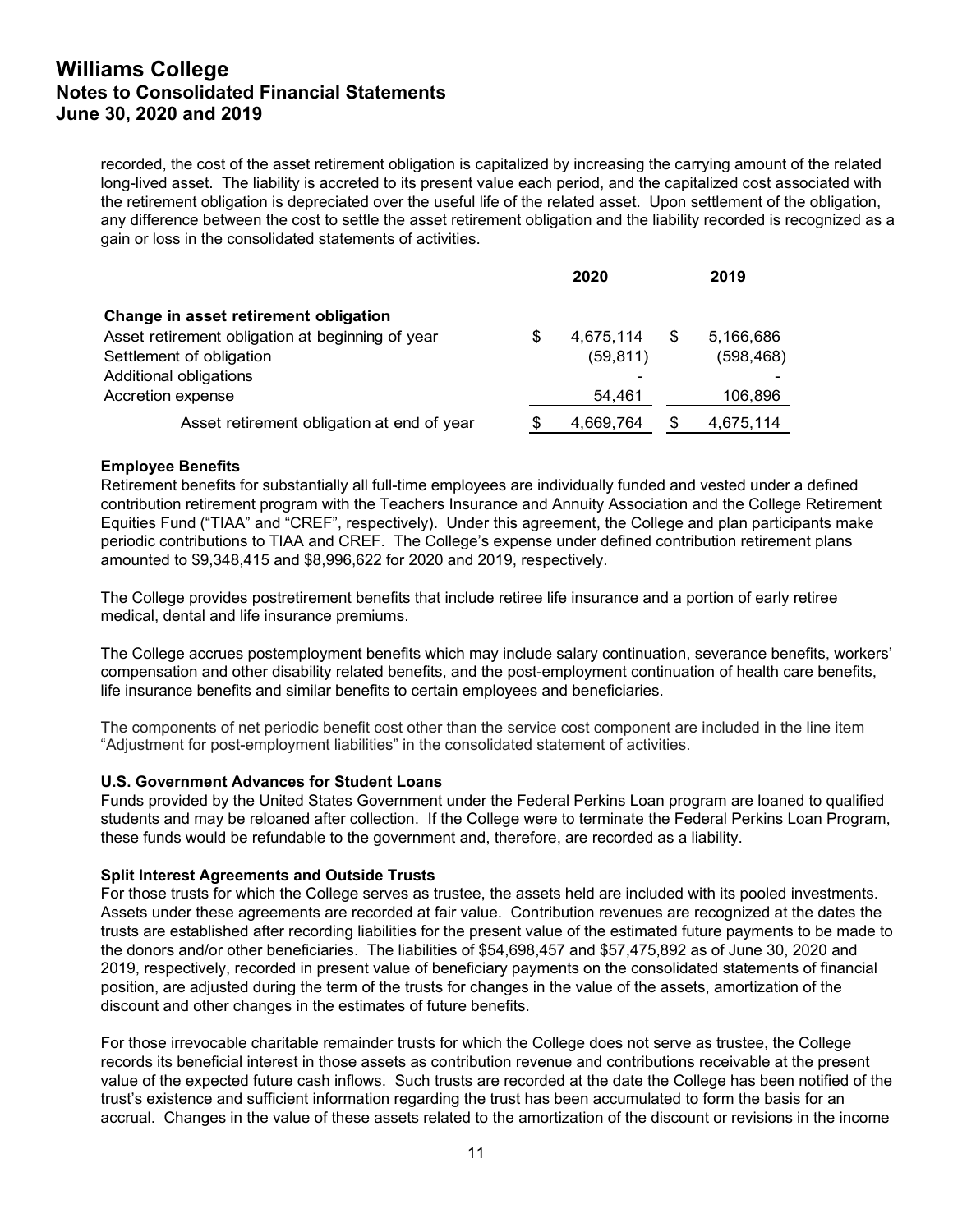recorded, the cost of the asset retirement obligation is capitalized by increasing the carrying amount of the related long-lived asset. The liability is accreted to its present value each period, and the capitalized cost associated with the retirement obligation is depreciated over the useful life of the related asset. Upon settlement of the obligation, any difference between the cost to settle the asset retirement obligation and the liability recorded is recognized as a gain or loss in the consolidated statements of activities.

| | 2020 | 2019 |
|---|---|---|
| **Change in asset retirement obligation** | | |
| Asset retirement obligation at beginning of year | $ 4,675,114 | $ 5,166,686 |
| Settlement of obligation | (59,811) | (598,468) |
| Additional obligations | - | - |
| Accretion expense | 54,461 | 106,896 |
| Asset retirement obligation at end of year | $ 4,669,764 | $ 4,675,114 |

**Employee Benefits**
Retirement benefits for substantially all full-time employees are individually funded and vested under a defined contribution retirement program with the Teachers Insurance and Annuity Association and the College Retirement Equities Fund ("TIAA" and "CREF", respectively). Under this agreement, the College and plan participants make periodic contributions to TIAA and CREF. The College's expense under defined contribution retirement plans amounted to $9,348,415 and $8,996,622 for 2020 and 2019, respectively.

The College provides postretirement benefits that include retiree life insurance and a portion of early retiree medical, dental and life insurance premiums.

The College accrues postemployment benefits which may include salary continuation, severance benefits, workers' compensation and other disability related benefits, and the post-employment continuation of health care benefits, life insurance benefits and similar benefits to certain employees and beneficiaries.

The components of net periodic benefit cost other than the service cost component are included in the line item "Adjustment for post-employment liabilities" in the consolidated statement of activities.

**U.S. Government Advances for Student Loans**
Funds provided by the United States Government under the Federal Perkins Loan program are loaned to qualified students and may be reloaned after collection. If the College were to terminate the Federal Perkins Loan Program, these funds would be refundable to the government and, therefore, are recorded as a liability.

**Split Interest Agreements and Outside Trusts**
For those trusts for which the College serves as trustee, the assets held are included with its pooled investments. Assets under these agreements are recorded at fair value. Contribution revenues are recognized at the dates the trusts are established after recording liabilities for the present value of the estimated future payments to be made to the donors and/or other beneficiaries. The liabilities of $54,698,457 and $57,475,892 as of June 30, 2020 and 2019, respectively, recorded in present value of beneficiary payments on the consolidated statements of financial position, are adjusted during the term of the trusts for changes in the value of the assets, amortization of the discount and other changes in the estimates of future benefits.

For those irrevocable charitable remainder trusts for which the College does not serve as trustee, the College records its beneficial interest in those assets as contribution revenue and contributions receivable at the present value of the expected future cash inflows. Such trusts are recorded at the date the College has been notified of the trust's existence and sufficient information regarding the trust has been accumulated to form the basis for an accrual. Changes in the value of these assets related to the amortization of the discount or revisions in the income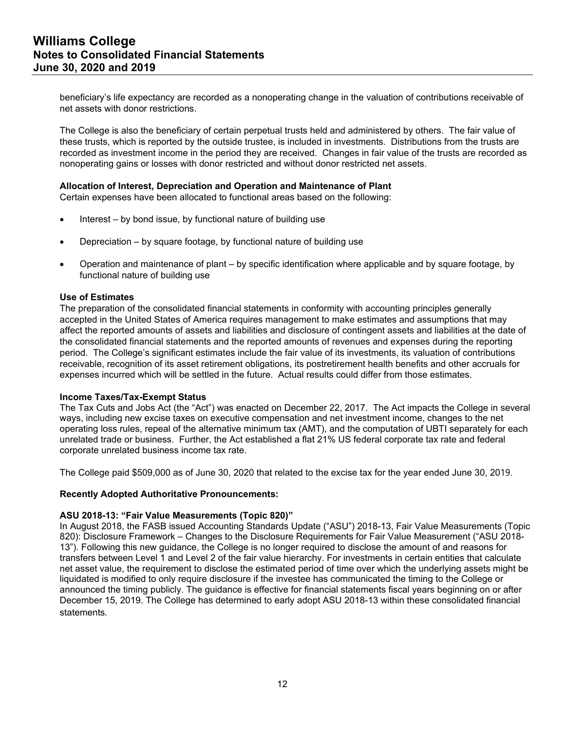beneficiary's life expectancy are recorded as a nonoperating change in the valuation of contributions receivable of net assets with donor restrictions.

The College is also the beneficiary of certain perpetual trusts held and administered by others. The fair value of these trusts, which is reported by the outside trustee, is included in investments. Distributions from the trusts are recorded as investment income in the period they are received. Changes in fair value of the trusts are recorded as nonoperating gains or losses with donor restricted and without donor restricted net assets.

**Allocation of Interest, Depreciation and Operation and Maintenance of Plant**
Certain expenses have been allocated to functional areas based on the following:

- Interest – by bond issue, by functional nature of building use
- Depreciation – by square footage, by functional nature of building use
- Operation and maintenance of plant – by specific identification where applicable and by square footage, by functional nature of building use

**Use of Estimates**
The preparation of the consolidated financial statements in conformity with accounting principles generally accepted in the United States of America requires management to make estimates and assumptions that may affect the reported amounts of assets and liabilities and disclosure of contingent assets and liabilities at the date of the consolidated financial statements and the reported amounts of revenues and expenses during the reporting period. The College's significant estimates include the fair value of its investments, its valuation of contributions receivable, recognition of its asset retirement obligations, its postretirement health benefits and other accruals for expenses incurred which will be settled in the future. Actual results could differ from those estimates.

**Income Taxes/Tax-Exempt Status**
The Tax Cuts and Jobs Act (the "Act") was enacted on December 22, 2017. The Act impacts the College in several ways, including new excise taxes on executive compensation and net investment income, changes to the net operating loss rules, repeal of the alternative minimum tax (AMT), and the computation of UBTI separately for each unrelated trade or business. Further, the Act established a flat 21% US federal corporate tax rate and federal corporate unrelated business income tax rate.

The College paid $509,000 as of June 30, 2020 that related to the excise tax for the year ended June 30, 2019.

**Recently Adopted Authoritative Pronouncements:**

**ASU 2018-13: "Fair Value Measurements (Topic 820)"**
In August 2018, the FASB issued Accounting Standards Update ("ASU") 2018-13, Fair Value Measurements (Topic 820): Disclosure Framework – Changes to the Disclosure Requirements for Fair Value Measurement ("ASU 2018-13"). Following this new guidance, the College is no longer required to disclose the amount of and reasons for transfers between Level 1 and Level 2 of the fair value hierarchy. For investments in certain entities that calculate net asset value, the requirement to disclose the estimated period of time over which the underlying assets might be liquidated is modified to only require disclosure if the investee has communicated the timing to the College or announced the timing publicly. The guidance is effective for financial statements fiscal years beginning on or after December 15, 2019. The College has determined to early adopt ASU 2018-13 within these consolidated financial statements.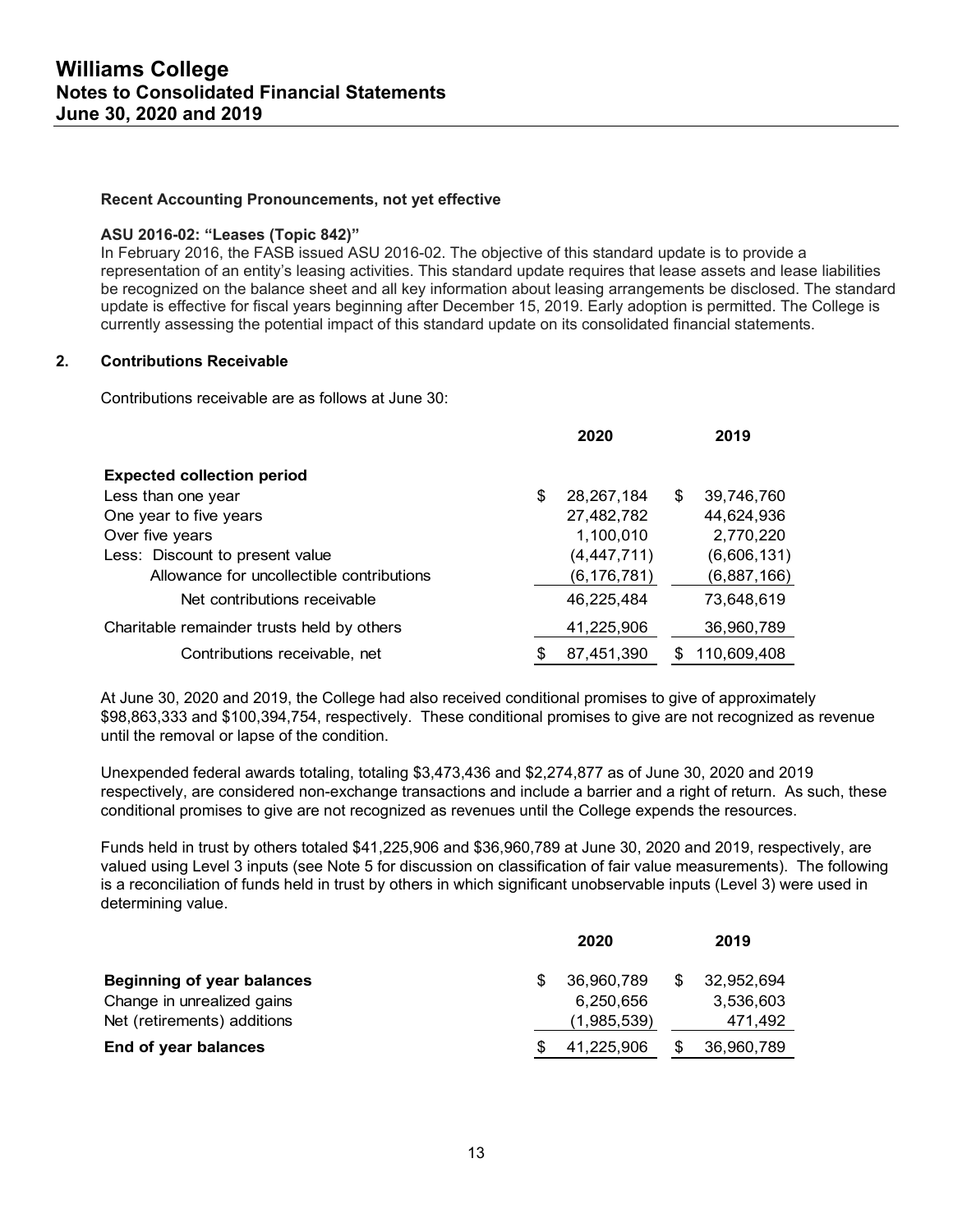### Recent Accounting Pronouncements, not yet effective

**ASU 2016-02: "Leases (Topic 842)"**

In February 2016, the FASB issued ASU 2016-02. The objective of this standard update is to provide a representation of an entity's leasing activities. This standard update requires that lease assets and lease liabilities be recognized on the balance sheet and all key information about leasing arrangements be disclosed. The standard update is effective for fiscal years beginning after December 15, 2019. Early adoption is permitted. The College is currently assessing the potential impact of this standard update on its consolidated financial statements.

## 2. Contributions Receivable

Contributions receivable are as follows at June 30:

| | 2020 | 2019 |
|---|---|---|
| **Expected collection period** | | |
| Less than one year | $ 28,267,184 | $ 39,746,760 |
| One year to five years | 27,482,782 | 44,624,936 |
| Over five years | 1,100,010 | 2,770,220 |
| Less: Discount to present value | (4,447,711) | (6,606,131) |
| Allowance for uncollectible contributions | (6,176,781) | (6,887,166) |
| Net contributions receivable | 46,225,484 | 73,648,619 |
| Charitable remainder trusts held by others | 41,225,906 | 36,960,789 |
| Contributions receivable, net | $ 87,451,390 | $ 110,609,408 |

At June 30, 2020 and 2019, the College had also received conditional promises to give of approximately $98,863,333 and $100,394,754, respectively. These conditional promises to give are not recognized as revenue until the removal or lapse of the condition.

Unexpended federal awards totaling, totaling $3,473,436 and $2,274,877 as of June 30, 2020 and 2019 respectively, are considered non-exchange transactions and include a barrier and a right of return. As such, these conditional promises to give are not recognized as revenues until the College expends the resources.

Funds held in trust by others totaled $41,225,906 and $36,960,789 at June 30, 2020 and 2019, respectively, are valued using Level 3 inputs (see Note 5 for discussion on classification of fair value measurements). The following is a reconciliation of funds held in trust by others in which significant unobservable inputs (Level 3) were used in determining value.

| | 2020 | 2019 |
|---|---|---|
| **Beginning of year balances** | $ 36,960,789 | $ 32,952,694 |
| Change in unrealized gains | 6,250,656 | 3,536,603 |
| Net (retirements) additions | (1,985,539) | 471,492 |
| **End of year balances** | $ 41,225,906 | $ 36,960,789 |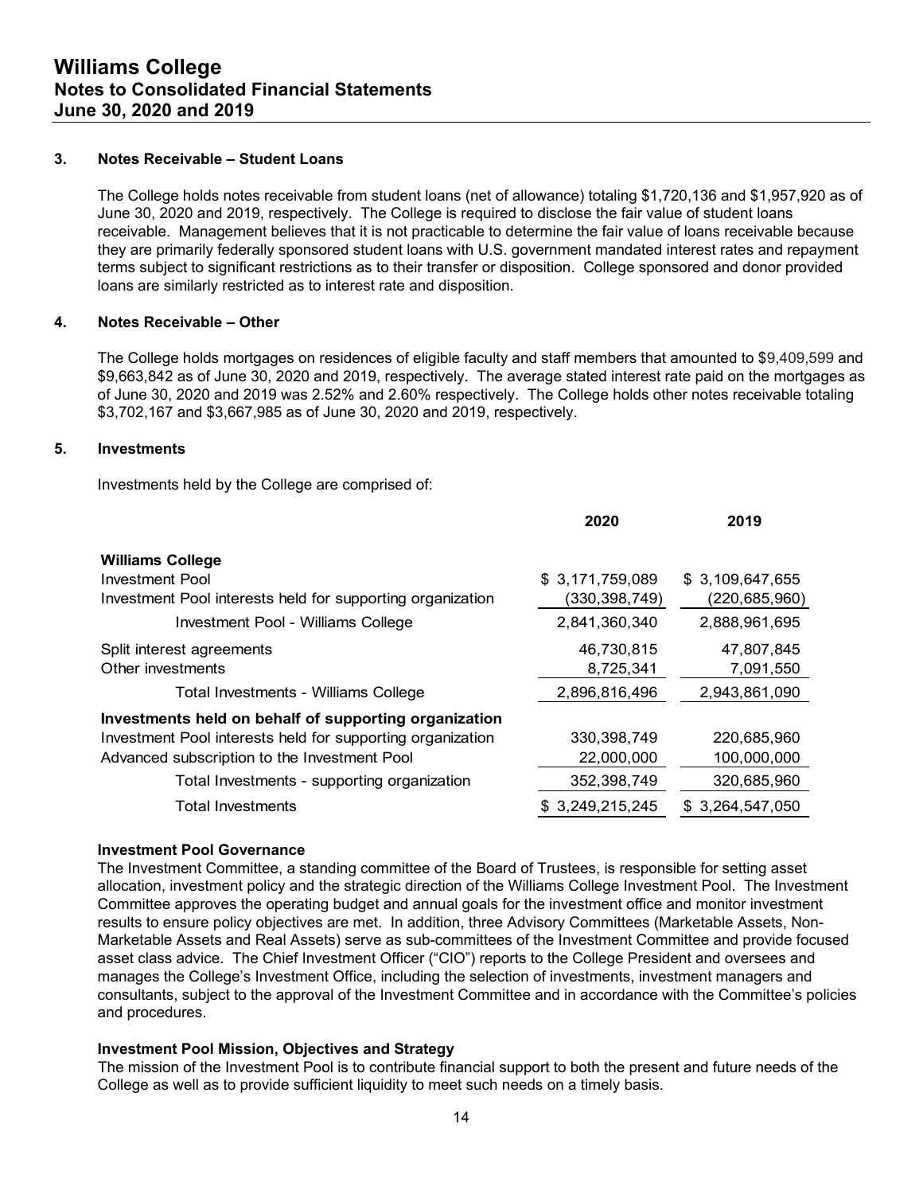### 3. Notes Receivable – Student Loans

The College holds notes receivable from student loans (net of allowance) totaling $1,720,136 and $1,957,920 as of June 30, 2020 and 2019, respectively. The College is required to disclose the fair value of student loans receivable. Management believes that it is not practicable to determine the fair value of loans receivable because they are primarily federally sponsored student loans with U.S. government mandated interest rates and repayment terms subject to significant restrictions as to their transfer or disposition. College sponsored and donor provided loans are similarly restricted as to interest rate and disposition.

### 4. Notes Receivable – Other

The College holds mortgages on residences of eligible faculty and staff members that amounted to $9,409,599 and $9,663,842 as of June 30, 2020 and 2019, respectively. The average stated interest rate paid on the mortgages as of June 30, 2020 and 2019 was 2.52% and 2.60% respectively. The College holds other notes receivable totaling $3,702,167 and $3,667,985 as of June 30, 2020 and 2019, respectively.

### 5. Investments

Investments held by the College are comprised of:

| | 2020 | 2019 |
|---|---|---|
| **Williams College** | | |
| Investment Pool | $ 3,171,759,089 | $ 3,109,647,655 |
| Investment Pool interests held for supporting organization | (330,398,749) | (220,685,960) |
| Investment Pool - Williams College | 2,841,360,340 | 2,888,961,695 |
| Split interest agreements | 46,730,815 | 47,807,845 |
| Other investments | 8,725,341 | 7,091,550 |
| Total Investments - Williams College | 2,896,816,496 | 2,943,861,090 |
| **Investments held on behalf of supporting organization** | | |
| Investment Pool interests held for supporting organization | 330,398,749 | 220,685,960 |
| Advanced subscription to the Investment Pool | 22,000,000 | 100,000,000 |
| Total Investments - supporting organization | 352,398,749 | 320,685,960 |
| Total Investments | $ 3,249,215,245 | $ 3,264,547,050 |

**Investment Pool Governance**

The Investment Committee, a standing committee of the Board of Trustees, is responsible for setting asset allocation, investment policy and the strategic direction of the Williams College Investment Pool. The Investment Committee approves the operating budget and annual goals for the investment office and monitor investment results to ensure policy objectives are met. In addition, three Advisory Committees (Marketable Assets, Non-Marketable Assets and Real Assets) serve as sub-committees of the Investment Committee and provide focused asset class advice. The Chief Investment Officer ("CIO") reports to the College President and oversees and manages the College's Investment Office, including the selection of investments, investment managers and consultants, subject to the approval of the Investment Committee and in accordance with the Committee's policies and procedures.

**Investment Pool Mission, Objectives and Strategy**

The mission of the Investment Pool is to contribute financial support to both the present and future needs of the College as well as to provide sufficient liquidity to meet such needs on a timely basis.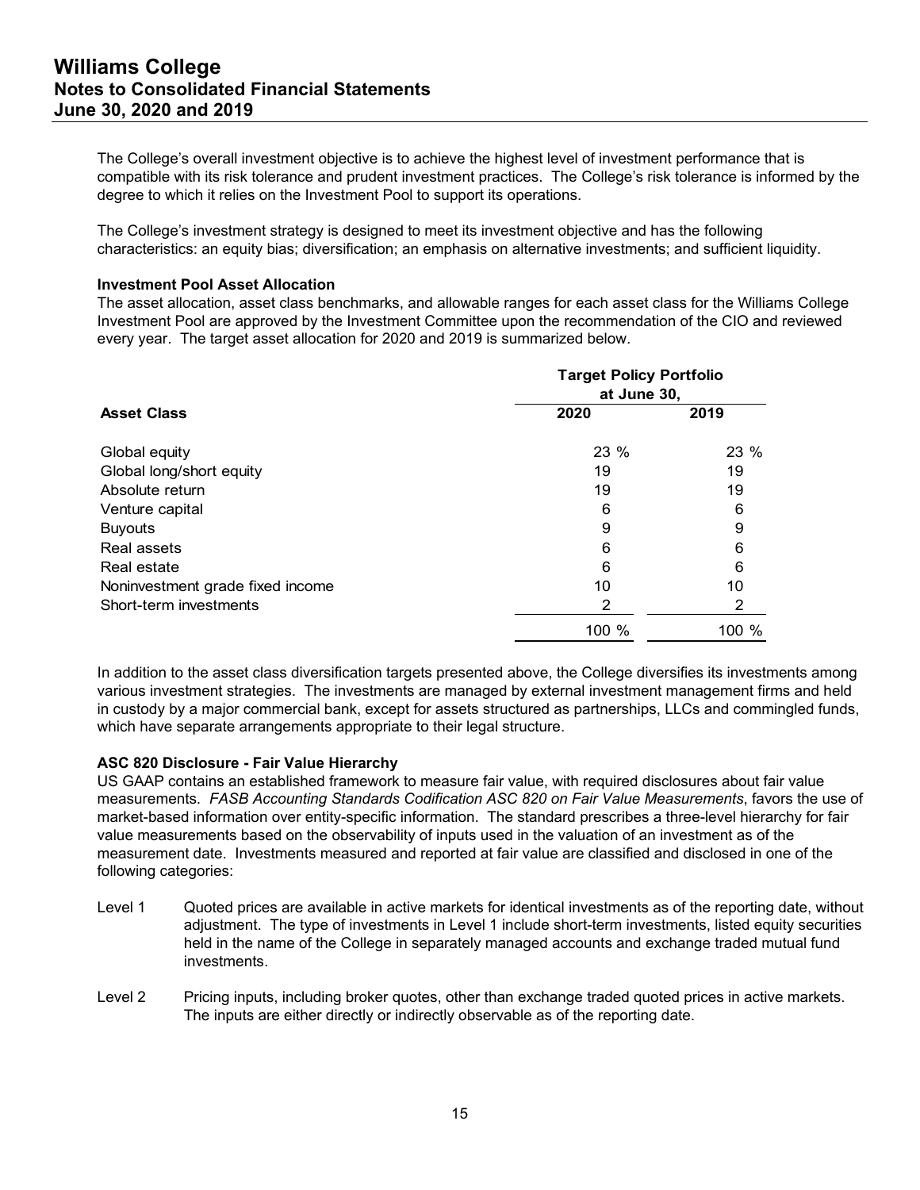The College's overall investment objective is to achieve the highest level of investment performance that is compatible with its risk tolerance and prudent investment practices. The College's risk tolerance is informed by the degree to which it relies on the Investment Pool to support its operations.

The College's investment strategy is designed to meet its investment objective and has the following characteristics: an equity bias; diversification; an emphasis on alternative investments; and sufficient liquidity.

**Investment Pool Asset Allocation**

The asset allocation, asset class benchmarks, and allowable ranges for each asset class for the Williams College Investment Pool are approved by the Investment Committee upon the recommendation of the CIO and reviewed every year. The target asset allocation for 2020 and 2019 is summarized below.

| | Target Policy Portfolio at June 30, | |
|---|---|---|
| **Asset Class** | **2020** | **2019** |
| Global equity | 23 % | 23 % |
| Global long/short equity | 19 | 19 |
| Absolute return | 19 | 19 |
| Venture capital | 6 | 6 |
| Buyouts | 9 | 9 |
| Real assets | 6 | 6 |
| Real estate | 6 | 6 |
| Noninvestment grade fixed income | 10 | 10 |
| Short-term investments | 2 | 2 |
| | 100 % | 100 % |

In addition to the asset class diversification targets presented above, the College diversifies its investments among various investment strategies. The investments are managed by external investment management firms and held in custody by a major commercial bank, except for assets structured as partnerships, LLCs and commingled funds, which have separate arrangements appropriate to their legal structure.

**ASC 820 Disclosure - Fair Value Hierarchy**

US GAAP contains an established framework to measure fair value, with required disclosures about fair value measurements. *FASB Accounting Standards Codification ASC 820 on Fair Value Measurements*, favors the use of market-based information over entity-specific information. The standard prescribes a three-level hierarchy for fair value measurements based on the observability of inputs used in the valuation of an investment as of the measurement date. Investments measured and reported at fair value are classified and disclosed in one of the following categories:

Level 1 Quoted prices are available in active markets for identical investments as of the reporting date, without adjustment. The type of investments in Level 1 include short-term investments, listed equity securities held in the name of the College in separately managed accounts and exchange traded mutual fund investments.

Level 2 Pricing inputs, including broker quotes, other than exchange traded quoted prices in active markets. The inputs are either directly or indirectly observable as of the reporting date.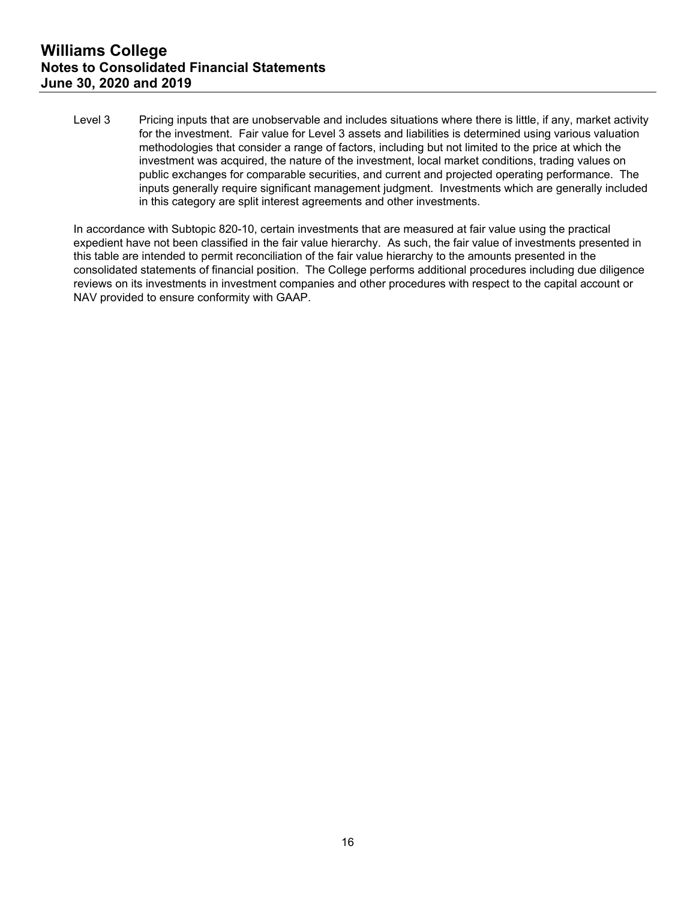Level 3 Pricing inputs that are unobservable and includes situations where there is little, if any, market activity for the investment. Fair value for Level 3 assets and liabilities is determined using various valuation methodologies that consider a range of factors, including but not limited to the price at which the investment was acquired, the nature of the investment, local market conditions, trading values on public exchanges for comparable securities, and current and projected operating performance. The inputs generally require significant management judgment. Investments which are generally included in this category are split interest agreements and other investments.

In accordance with Subtopic 820-10, certain investments that are measured at fair value using the practical expedient have not been classified in the fair value hierarchy. As such, the fair value of investments presented in this table are intended to permit reconciliation of the fair value hierarchy to the amounts presented in the consolidated statements of financial position. The College performs additional procedures including due diligence reviews on its investments in investment companies and other procedures with respect to the capital account or NAV provided to ensure conformity with GAAP.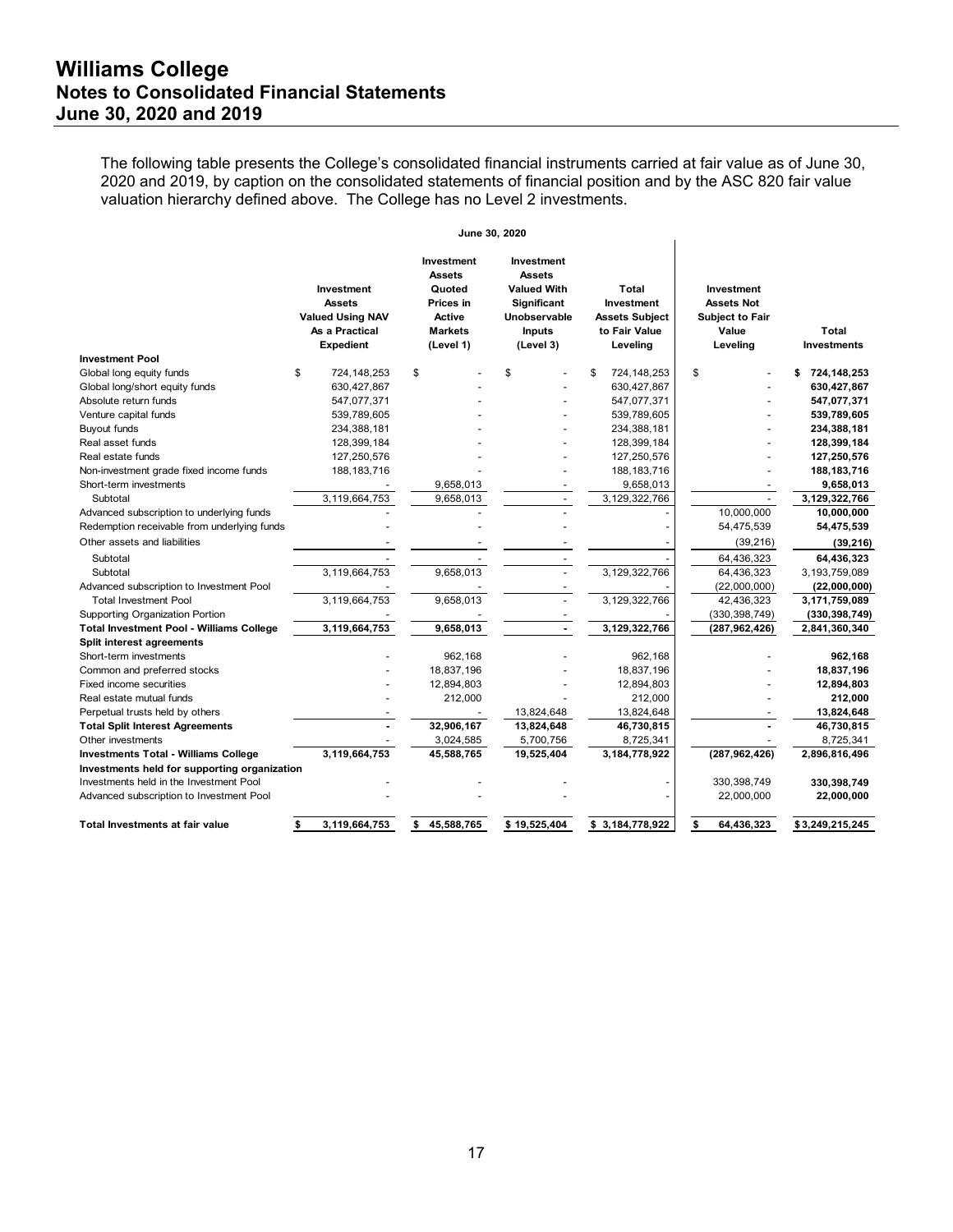# Williams College
## Notes to Consolidated Financial Statements
## June 30, 2020 and 2019

The following table presents the College's consolidated financial instruments carried at fair value as of June 30, 2020 and 2019, by caption on the consolidated statements of financial position and by the ASC 820 fair value valuation hierarchy defined above. The College has no Level 2 investments.

**June 30, 2020**

| | Investment Assets Valued Using NAV As a Practical Expedient | Investment Assets Quoted Prices in Active Markets (Level 1) | Investment Assets Valued With Significant Unobservable Inputs (Level 3) | Total Investment Assets Subject to Fair Value Leveling | Investment Assets Not Subject to Fair Value Leveling | Total Investments |
|---|---|---|---|---|---|---|
| **Investment Pool** | | | | | | |
| Global long equity funds | $ 724,148,253 | $ - | $ - | $ 724,148,253 | $ - | **$ 724,148,253** |
| Global long/short equity funds | 630,427,867 | - | - | 630,427,867 | - | **630,427,867** |
| Absolute return funds | 547,077,371 | - | - | 547,077,371 | - | **547,077,371** |
| Venture capital funds | 539,789,605 | - | - | 539,789,605 | - | **539,789,605** |
| Buyout funds | 234,388,181 | - | - | 234,388,181 | - | **234,388,181** |
| Real asset funds | 128,399,184 | - | - | 128,399,184 | - | **128,399,184** |
| Real estate funds | 127,250,576 | - | - | 127,250,576 | - | **127,250,576** |
| Non-investment grade fixed income funds | 188,183,716 | - | - | 188,183,716 | - | **188,183,716** |
| Short-term investments | - | 9,658,013 | - | 9,658,013 | - | **9,658,013** |
| Subtotal | 3,119,664,753 | 9,658,013 | - | 3,129,322,766 | - | **3,129,322,766** |
| Advanced subscription to underlying funds | - | - | - | - | 10,000,000 | **10,000,000** |
| Redemption receivable from underlying funds | - | - | - | - | 54,475,539 | **54,475,539** |
| Other assets and liabilities | - | - | - | - | (39,216) | **(39,216)** |
| Subtotal | - | - | - | - | 64,436,323 | **64,436,323** |
| Subtotal | 3,119,664,753 | 9,658,013 | - | 3,129,322,766 | 64,436,323 | 3,193,759,089 |
| Advanced subscription to Investment Pool | - | - | - | - | (22,000,000) | **(22,000,000)** |
| Total Investment Pool | 3,119,664,753 | 9,658,013 | - | 3,129,322,766 | 42,436,323 | **3,171,759,089** |
| Supporting Organization Portion | - | - | - | - | (330,398,749) | **(330,398,749)** |
| **Total Investment Pool - Williams College** | **3,119,664,753** | **9,658,013** | **-** | **3,129,322,766** | **(287,962,426)** | **2,841,360,340** |
| **Split interest agreements** | | | | | | |
| Short-term investments | - | 962,168 | - | 962,168 | - | **962,168** |
| Common and preferred stocks | - | 18,837,196 | - | 18,837,196 | - | **18,837,196** |
| Fixed income securities | - | 12,894,803 | - | 12,894,803 | - | **12,894,803** |
| Real estate mutual funds | - | 212,000 | - | 212,000 | - | **212,000** |
| Perpetual trusts held by others | - | - | 13,824,648 | 13,824,648 | - | **13,824,648** |
| **Total Split Interest Agreements** | **-** | **32,906,167** | **13,824,648** | **46,730,815** | **-** | **46,730,815** |
| Other investments | - | 3,024,585 | 5,700,756 | 8,725,341 | - | 8,725,341 |
| **Investments Total - Williams College** | **3,119,664,753** | **45,588,765** | **19,525,404** | **3,184,778,922** | **(287,962,426)** | **2,896,816,496** |
| **Investments held for supporting organization** | | | | | | |
| Investments held in the Investment Pool | - | - | - | - | 330,398,749 | **330,398,749** |
| Advanced subscription to Investment Pool | - | - | - | - | 22,000,000 | **22,000,000** |
| **Total Investments at fair value** | **$ 3,119,664,753** | **$ 45,588,765** | **$ 19,525,404** | **$ 3,184,778,922** | **$ 64,436,323** | **$ 3,249,215,245** |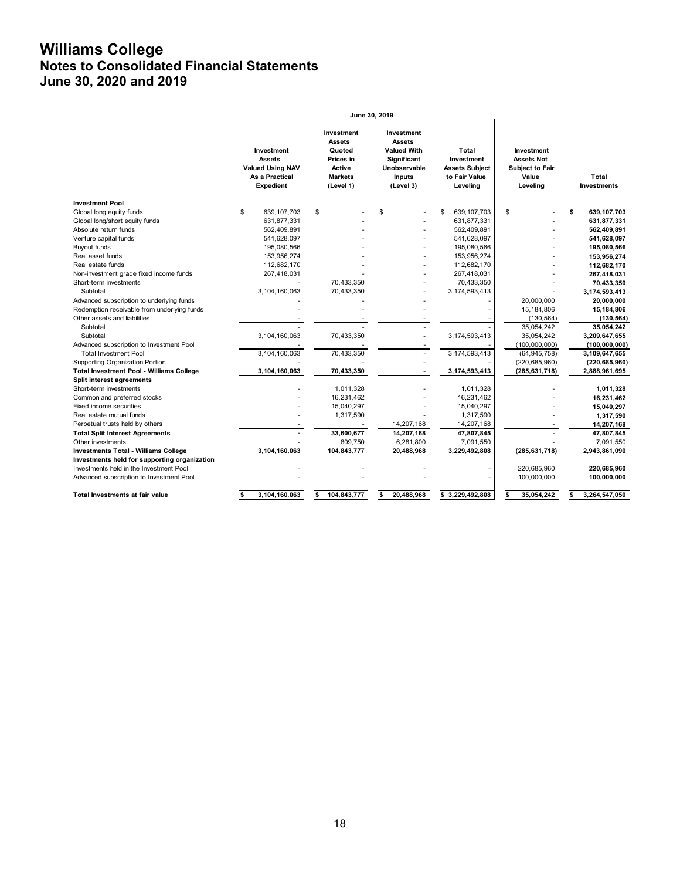# Williams College
## Notes to Consolidated Financial Statements
## June 30, 2020 and 2019

| | June 30, 2019 | | | | | |
|---|---|---|---|---|---|---|
| | Investment Assets Valued Using NAV As a Practical Expedient | Investment Assets Quoted Prices in Active Markets (Level 1) | Investment Assets Valued With Significant Unobservable Inputs (Level 3) | Total Investment Assets Subject to Fair Value Leveling | Investment Assets Not Subject to Fair Value Leveling | Total Investments |
| **Investment Pool** | | | | | | |
| Global long equity funds | $ 639,107,703 | $ - | $ - | $ 639,107,703 | $ - | **$ 639,107,703** |
| Global long/short equity funds | 631,877,331 | - | - | 631,877,331 | - | **631,877,331** |
| Absolute return funds | 562,409,891 | - | - | 562,409,891 | - | **562,409,891** |
| Venture capital funds | 541,628,097 | - | - | 541,628,097 | - | **541,628,097** |
| Buyout funds | 195,080,566 | - | - | 195,080,566 | - | **195,080,566** |
| Real asset funds | 153,956,274 | - | - | 153,956,274 | - | **153,956,274** |
| Real estate funds | 112,682,170 | - | - | 112,682,170 | - | **112,682,170** |
| Non-investment grade fixed income funds | 267,418,031 | - | - | 267,418,031 | - | **267,418,031** |
| Short-term investments | - | 70,433,350 | - | 70,433,350 | - | **70,433,350** |
| Subtotal | 3,104,160,063 | 70,433,350 | - | 3,174,593,413 | - | **3,174,593,413** |
| Advanced subscription to underlying funds | - | - | - | - | 20,000,000 | **20,000,000** |
| Redemption receivable from underlying funds | - | - | - | - | 15,184,806 | **15,184,806** |
| Other assets and liabilities | - | - | - | - | (130,564) | **(130,564)** |
| Subtotal | - | - | - | - | 35,054,242 | **35,054,242** |
| Subtotal | 3,104,160,063 | 70,433,350 | - | 3,174,593,413 | 35,054,242 | **3,209,647,655** |
| Advanced subscription to Investment Pool | - | - | - | - | (100,000,000) | **(100,000,000)** |
| Total Investment Pool | 3,104,160,063 | 70,433,350 | - | 3,174,593,413 | (64,945,758) | **3,109,647,655** |
| Supporting Organization Portion | - | - | - | - | (220,685,960) | **(220,685,960)** |
| **Total Investment Pool - Williams College** | **3,104,160,063** | **70,433,350** | **-** | **3,174,593,413** | **(285,631,718)** | **2,888,961,695** |
| **Split interest agreements** | | | | | | |
| Short-term investments | - | 1,011,328 | - | 1,011,328 | - | **1,011,328** |
| Common and preferred stocks | - | 16,231,462 | - | 16,231,462 | - | **16,231,462** |
| Fixed income securities | - | 15,040,297 | - | 15,040,297 | - | **15,040,297** |
| Real estate mutual funds | - | 1,317,590 | - | 1,317,590 | - | **1,317,590** |
| Perpetual trusts held by others | - | - | 14,207,168 | 14,207,168 | - | **14,207,168** |
| **Total Split Interest Agreements** | **-** | **33,600,677** | **14,207,168** | **47,807,845** | **-** | **47,807,845** |
| Other investments | - | 809,750 | 6,281,800 | 7,091,550 | - | 7,091,550 |
| **Investments Total - Williams College** | **3,104,160,063** | **104,843,777** | **20,488,968** | **3,229,492,808** | **(285,631,718)** | **2,943,861,090** |
| **Investments held for supporting organization** | | | | | | |
| Investments held in the Investment Pool | - | - | - | - | 220,685,960 | **220,685,960** |
| Advanced subscription to Investment Pool | - | - | - | - | 100,000,000 | **100,000,000** |
| **Total Investments at fair value** | **$ 3,104,160,063** | **$ 104,843,777** | **$ 20,488,968** | **$ 3,229,492,808** | **$ 35,054,242** | **$ 3,264,547,050** |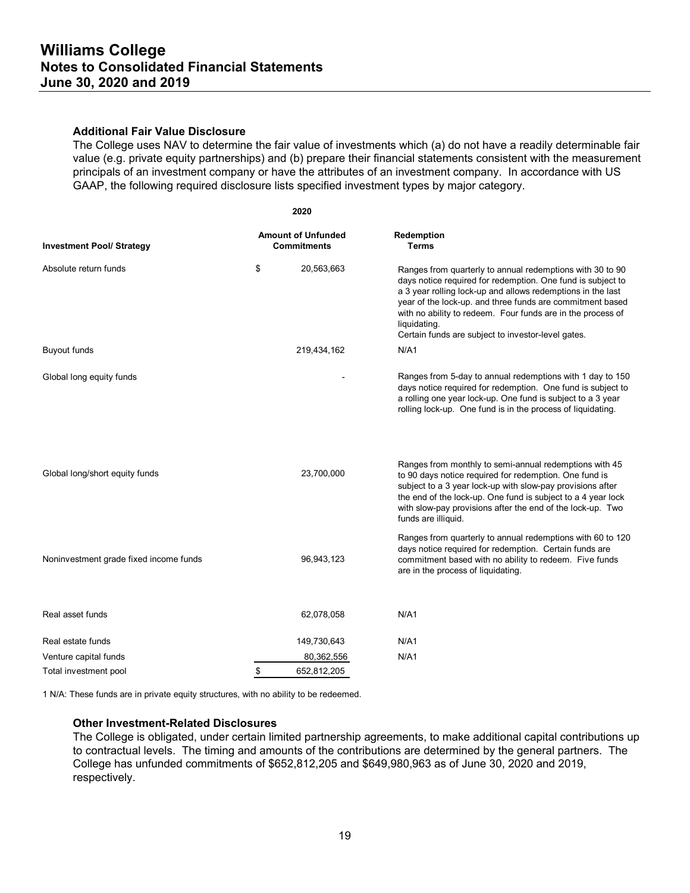### Additional Fair Value Disclosure

The College uses NAV to determine the fair value of investments which (a) do not have a readily determinable fair value (e.g. private equity partnerships) and (b) prepare their financial statements consistent with the measurement principals of an investment company or have the attributes of an investment company. In accordance with US GAAP, the following required disclosure lists specified investment types by major category.

**2020**

| Investment Pool/ Strategy | Amount of Unfunded Commitments | Redemption Terms |
|---|---|---|
| Absolute return funds | $ 20,563,663 | Ranges from quarterly to annual redemptions with 30 to 90 days notice required for redemption. One fund is subject to a 3 year rolling lock-up and allows redemptions in the last year of the lock-up. and three funds are commitment based with no ability to redeem. Four funds are in the process of liquidating. Certain funds are subject to investor-level gates. |
| Buyout funds | 219,434,162 | N/A1 |
| Global long equity funds | - | Ranges from 5-day to annual redemptions with 1 day to 150 days notice required for redemption. One fund is subject to a rolling one year lock-up. One fund is subject to a 3 year rolling lock-up. One fund is in the process of liquidating. |
| Global long/short equity funds | 23,700,000 | Ranges from monthly to semi-annual redemptions with 45 to 90 days notice required for redemption. One fund is subject to a 3 year lock-up with slow-pay provisions after the end of the lock-up. One fund is subject to a 4 year lock with slow-pay provisions after the end of the lock-up. Two funds are illiquid. |
| Noninvestment grade fixed income funds | 96,943,123 | Ranges from quarterly to annual redemptions with 60 to 120 days notice required for redemption. Certain funds are commitment based with no ability to redeem. Five funds are in the process of liquidating. |
| Real asset funds | 62,078,058 | N/A1 |
| Real estate funds | 149,730,643 | N/A1 |
| Venture capital funds | 80,362,556 | N/A1 |
| Total investment pool | $ 652,812,205 | |

1 N/A: These funds are in private equity structures, with no ability to be redeemed.

### Other Investment-Related Disclosures

The College is obligated, under certain limited partnership agreements, to make additional capital contributions up to contractual levels. The timing and amounts of the contributions are determined by the general partners. The College has unfunded commitments of $652,812,205 and $649,980,963 as of June 30, 2020 and 2019, respectively.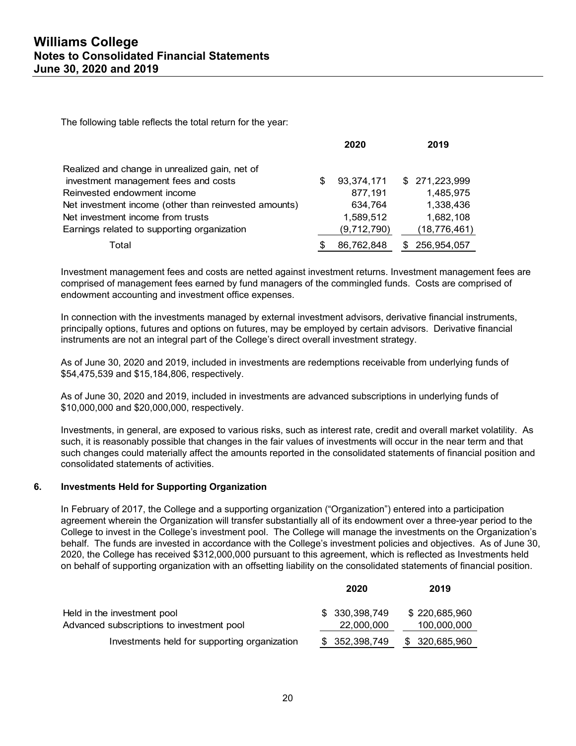The following table reflects the total return for the year:

| | 2020 | 2019 |
|---|---|---|
| Realized and change in unrealized gain, net of investment management fees and costs | $ 93,374,171 | $ 271,223,999 |
| Reinvested endowment income | 877,191 | 1,485,975 |
| Net investment income (other than reinvested amounts) | 634,764 | 1,338,436 |
| Net investment income from trusts | 1,589,512 | 1,682,108 |
| Earnings related to supporting organization | (9,712,790) | (18,776,461) |
| Total | $ 86,762,848 | $ 256,954,057 |

Investment management fees and costs are netted against investment returns. Investment management fees are comprised of management fees earned by fund managers of the commingled funds. Costs are comprised of endowment accounting and investment office expenses.

In connection with the investments managed by external investment advisors, derivative financial instruments, principally options, futures and options on futures, may be employed by certain advisors. Derivative financial instruments are not an integral part of the College's direct overall investment strategy.

As of June 30, 2020 and 2019, included in investments are redemptions receivable from underlying funds of $54,475,539 and $15,184,806, respectively.

As of June 30, 2020 and 2019, included in investments are advanced subscriptions in underlying funds of $10,000,000 and $20,000,000, respectively.

Investments, in general, are exposed to various risks, such as interest rate, credit and overall market volatility. As such, it is reasonably possible that changes in the fair values of investments will occur in the near term and that such changes could materially affect the amounts reported in the consolidated statements of financial position and consolidated statements of activities.

## 6. Investments Held for Supporting Organization

In February of 2017, the College and a supporting organization ("Organization") entered into a participation agreement wherein the Organization will transfer substantially all of its endowment over a three-year period to the College to invest in the College's investment pool. The College will manage the investments on the Organization's behalf. The funds are invested in accordance with the College's investment policies and objectives. As of June 30, 2020, the College has received $312,000,000 pursuant to this agreement, which is reflected as Investments held on behalf of supporting organization with an offsetting liability on the consolidated statements of financial position.

| | 2020 | 2019 |
|---|---|---|
| Held in the investment pool | $ 330,398,749 | $ 220,685,960 |
| Advanced subscriptions to investment pool | 22,000,000 | 100,000,000 |
| Investments held for supporting organization | $ 352,398,749 | $ 320,685,960 |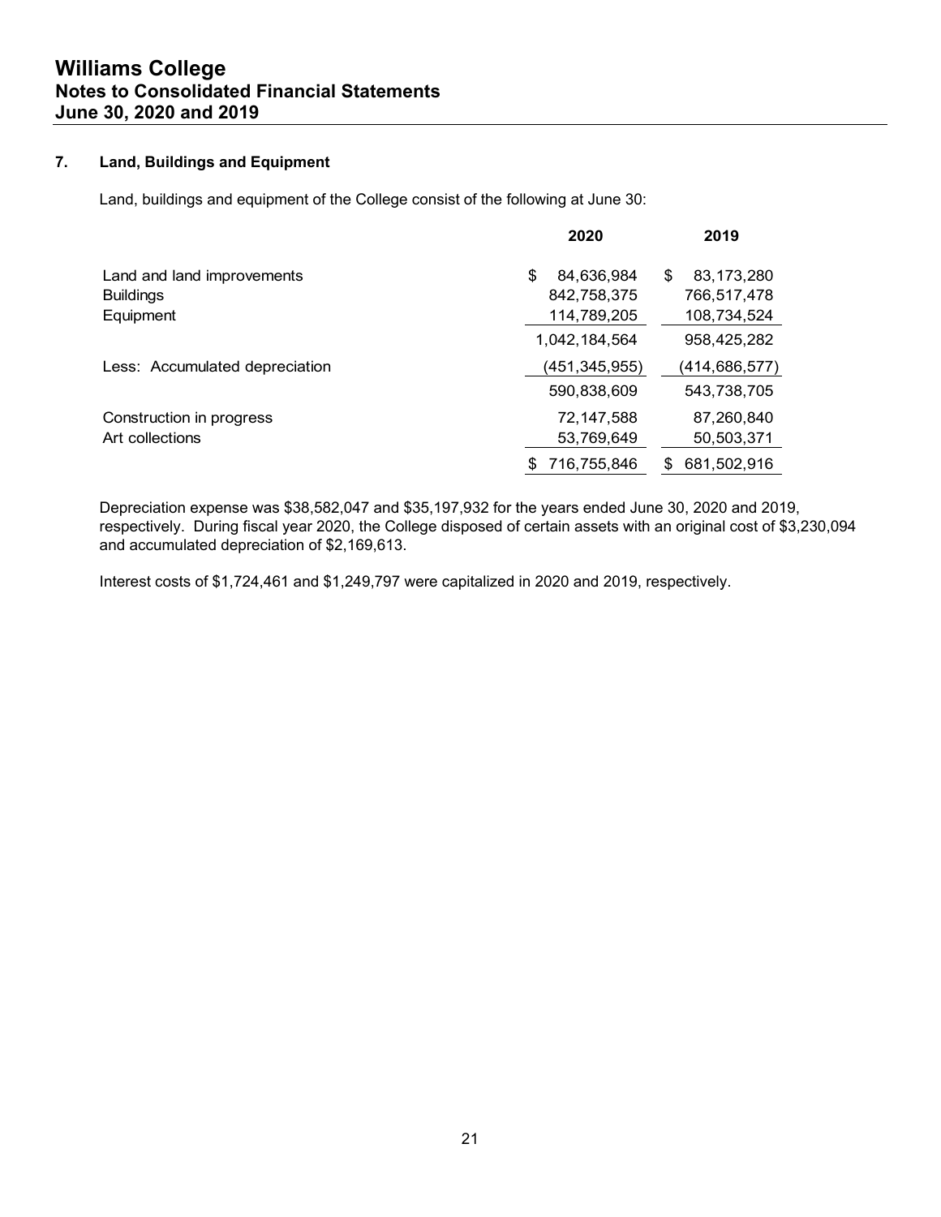## 7. Land, Buildings and Equipment

Land, buildings and equipment of the College consist of the following at June 30:

| | 2020 | 2019 |
|---|---|---|
| Land and land improvements | $ 84,636,984 | $ 83,173,280 |
| Buildings | 842,758,375 | 766,517,478 |
| Equipment | 114,789,205 | 108,734,524 |
| | 1,042,184,564 | 958,425,282 |
| Less: Accumulated depreciation | (451,345,955) | (414,686,577) |
| | 590,838,609 | 543,738,705 |
| Construction in progress | 72,147,588 | 87,260,840 |
| Art collections | 53,769,649 | 50,503,371 |
| | $ 716,755,846 | $ 681,502,916 |

Depreciation expense was $38,582,047 and $35,197,932 for the years ended June 30, 2020 and 2019, respectively. During fiscal year 2020, the College disposed of certain assets with an original cost of $3,230,094 and accumulated depreciation of $2,169,613.

Interest costs of $1,724,461 and $1,249,797 were capitalized in 2020 and 2019, respectively.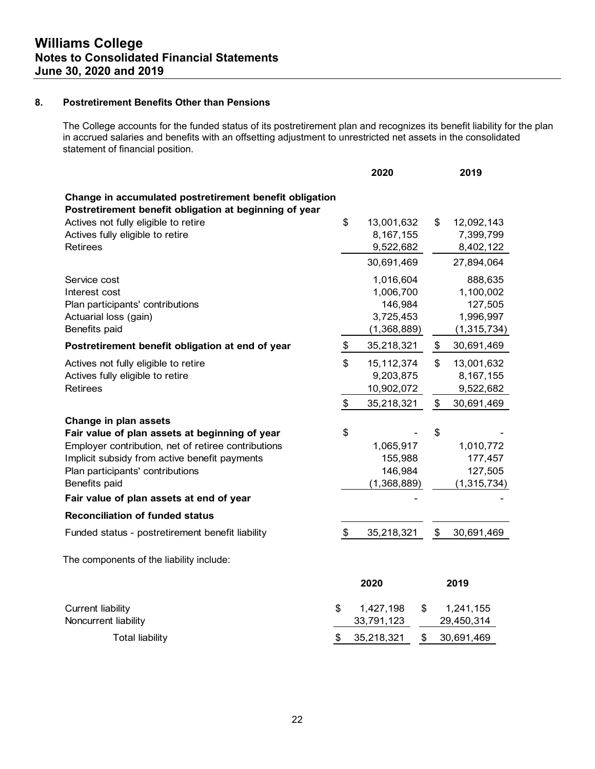## 8. Postretirement Benefits Other than Pensions

The College accounts for the funded status of its postretirement plan and recognizes its benefit liability for the plan in accrued salaries and benefits with an offsetting adjustment to unrestricted net assets in the consolidated statement of financial position.

| | 2020 | 2019 |
|---|---|---|
| **Change in accumulated postretirement benefit obligation** | | |
| **Postretirement benefit obligation at beginning of year** | | |
| Actives not fully eligible to retire | $ 13,001,632 | $ 12,092,143 |
| Actives fully eligible to retire | 8,167,155 | 7,399,799 |
| Retirees | 9,522,682 | 8,402,122 |
| | 30,691,469 | 27,894,064 |
| Service cost | 1,016,604 | 888,635 |
| Interest cost | 1,006,700 | 1,100,002 |
| Plan participants' contributions | 146,984 | 127,505 |
| Actuarial loss (gain) | 3,725,453 | 1,996,997 |
| Benefits paid | (1,368,889) | (1,315,734) |
| **Postretirement benefit obligation at end of year** | $ 35,218,321 | $ 30,691,469 |
| Actives not fully eligible to retire | $ 15,112,374 | $ 13,001,632 |
| Actives fully eligible to retire | 9,203,875 | 8,167,155 |
| Retirees | 10,902,072 | 9,522,682 |
| | $ 35,218,321 | $ 30,691,469 |
| **Change in plan assets** | | |
| **Fair value of plan assets at beginning of year** | $ - | $ - |
| Employer contribution, net of retiree contributions | 1,065,917 | 1,010,772 |
| Implicit subsidy from active benefit payments | 155,988 | 177,457 |
| Plan participants' contributions | 146,984 | 127,505 |
| Benefits paid | (1,368,889) | (1,315,734) |
| **Fair value of plan assets at end of year** | - | - |
| **Reconciliation of funded status** | | |
| Funded status - postretirement benefit liability | $ 35,218,321 | $ 30,691,469 |

The components of the liability include:

| | 2020 | 2019 |
|---|---|---|
| Current liability | $ 1,427,198 | $ 1,241,155 |
| Noncurrent liability | 33,791,123 | 29,450,314 |
| Total liability | $ 35,218,321 | $ 30,691,469 |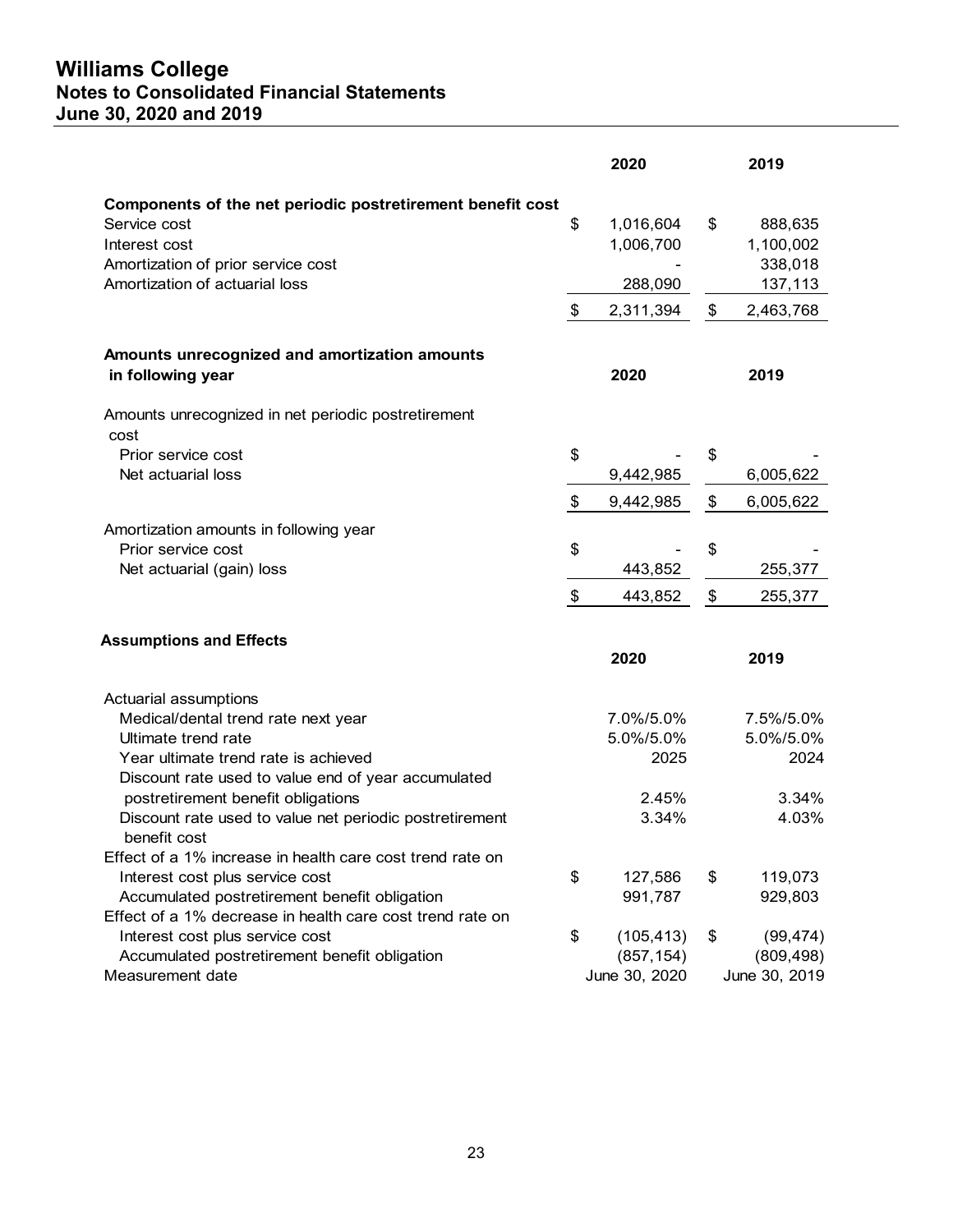# Williams College
## Notes to Consolidated Financial Statements
## June 30, 2020 and 2019

| | 2020 | 2019 |
|---|---|---|
| **Components of the net periodic postretirement benefit cost** | | |
| Service cost | $ 1,016,604 | $ 888,635 |
| Interest cost | 1,006,700 | 1,100,002 |
| Amortization of prior service cost | - | 338,018 |
| Amortization of actuarial loss | 288,090 | 137,113 |
| | $ 2,311,394 | $ 2,463,768 |

| **Amounts unrecognized and amortization amounts in following year** | **2020** | **2019** |
|---|---|---|
| Amounts unrecognized in net periodic postretirement cost | | |
| Prior service cost | $ - | $ - |
| Net actuarial loss | 9,442,985 | 6,005,622 |
| | $ 9,442,985 | $ 6,005,622 |
| Amortization amounts in following year | | |
| Prior service cost | $ - | $ - |
| Net actuarial (gain) loss | 443,852 | 255,377 |
| | $ 443,852 | $ 255,377 |

**Assumptions and Effects**

| | 2020 | 2019 |
|---|---|---|
| Actuarial assumptions | | |
| Medical/dental trend rate next year | 7.0%/5.0% | 7.5%/5.0% |
| Ultimate trend rate | 5.0%/5.0% | 5.0%/5.0% |
| Year ultimate trend rate is achieved | 2025 | 2024 |
| Discount rate used to value end of year accumulated postretirement benefit obligations | 2.45% | 3.34% |
| Discount rate used to value net periodic postretirement benefit cost | 3.34% | 4.03% |
| Effect of a 1% increase in health care cost trend rate on | | |
| Interest cost plus service cost | $ 127,586 | $ 119,073 |
| Accumulated postretirement benefit obligation | 991,787 | 929,803 |
| Effect of a 1% decrease in health care cost trend rate on | | |
| Interest cost plus service cost | $ (105,413) | $ (99,474) |
| Accumulated postretirement benefit obligation | (857,154) | (809,498) |
| Measurement date | June 30, 2020 | June 30, 2019 |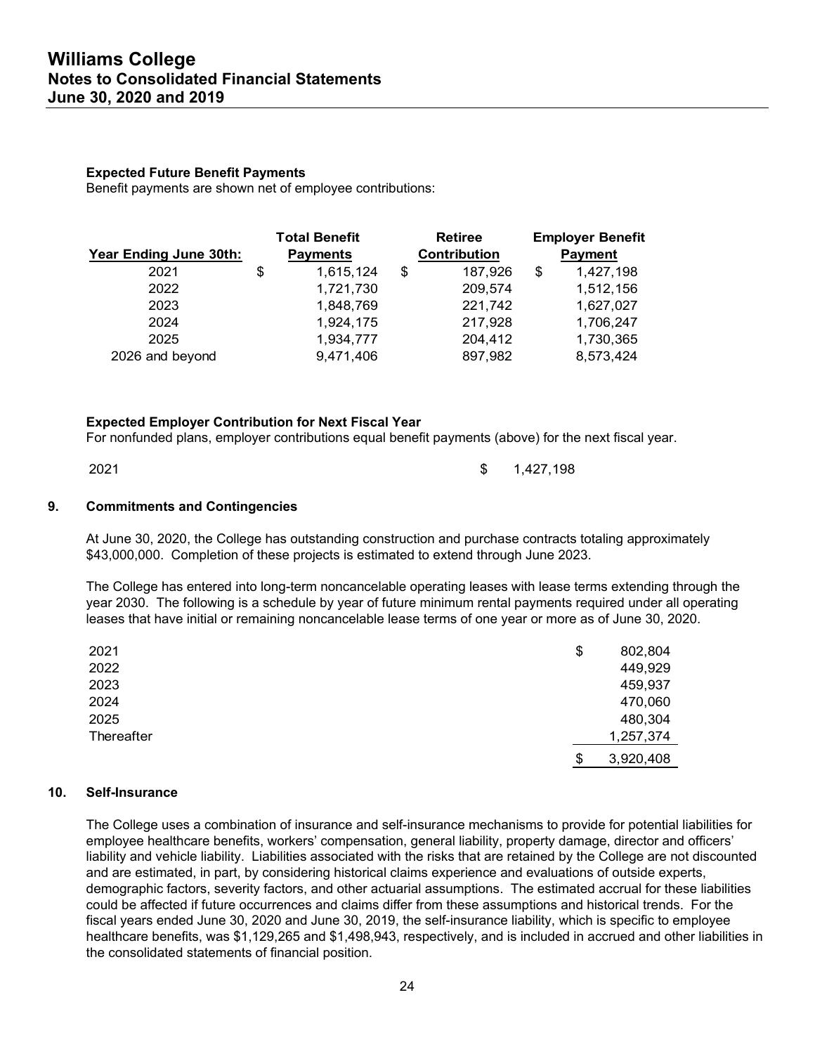**Expected Future Benefit Payments**

Benefit payments are shown net of employee contributions:

| Year Ending June 30th: | Total Benefit Payments | Retiree Contribution | Employer Benefit Payment |
|---|---|---|---|
| 2021 | $ 1,615,124 | $ 187,926 | $ 1,427,198 |
| 2022 | 1,721,730 | 209,574 | 1,512,156 |
| 2023 | 1,848,769 | 221,742 | 1,627,027 |
| 2024 | 1,924,175 | 217,928 | 1,706,247 |
| 2025 | 1,934,777 | 204,412 | 1,730,365 |
| 2026 and beyond | 9,471,406 | 897,982 | 8,573,424 |

**Expected Employer Contribution for Next Fiscal Year**

For nonfunded plans, employer contributions equal benefit payments (above) for the next fiscal year.

| | |
|---|---|
| 2021 | $ 1,427,198 |

## 9. Commitments and Contingencies

At June 30, 2020, the College has outstanding construction and purchase contracts totaling approximately $43,000,000. Completion of these projects is estimated to extend through June 2023.

The College has entered into long-term noncancelable operating leases with lease terms extending through the year 2030. The following is a schedule by year of future minimum rental payments required under all operating leases that have initial or remaining noncancelable lease terms of one year or more as of June 30, 2020.

| | |
|---|---|
| 2021 | $ 802,804 |
| 2022 | 449,929 |
| 2023 | 459,937 |
| 2024 | 470,060 |
| 2025 | 480,304 |
| Thereafter | 1,257,374 |
| | $ 3,920,408 |

## 10. Self-Insurance

The College uses a combination of insurance and self-insurance mechanisms to provide for potential liabilities for employee healthcare benefits, workers' compensation, general liability, property damage, director and officers' liability and vehicle liability. Liabilities associated with the risks that are retained by the College are not discounted and are estimated, in part, by considering historical claims experience and evaluations of outside experts, demographic factors, severity factors, and other actuarial assumptions. The estimated accrual for these liabilities could be affected if future occurrences and claims differ from these assumptions and historical trends. For the fiscal years ended June 30, 2020 and June 30, 2019, the self-insurance liability, which is specific to employee healthcare benefits, was $1,129,265 and $1,498,943, respectively, and is included in accrued and other liabilities in the consolidated statements of financial position.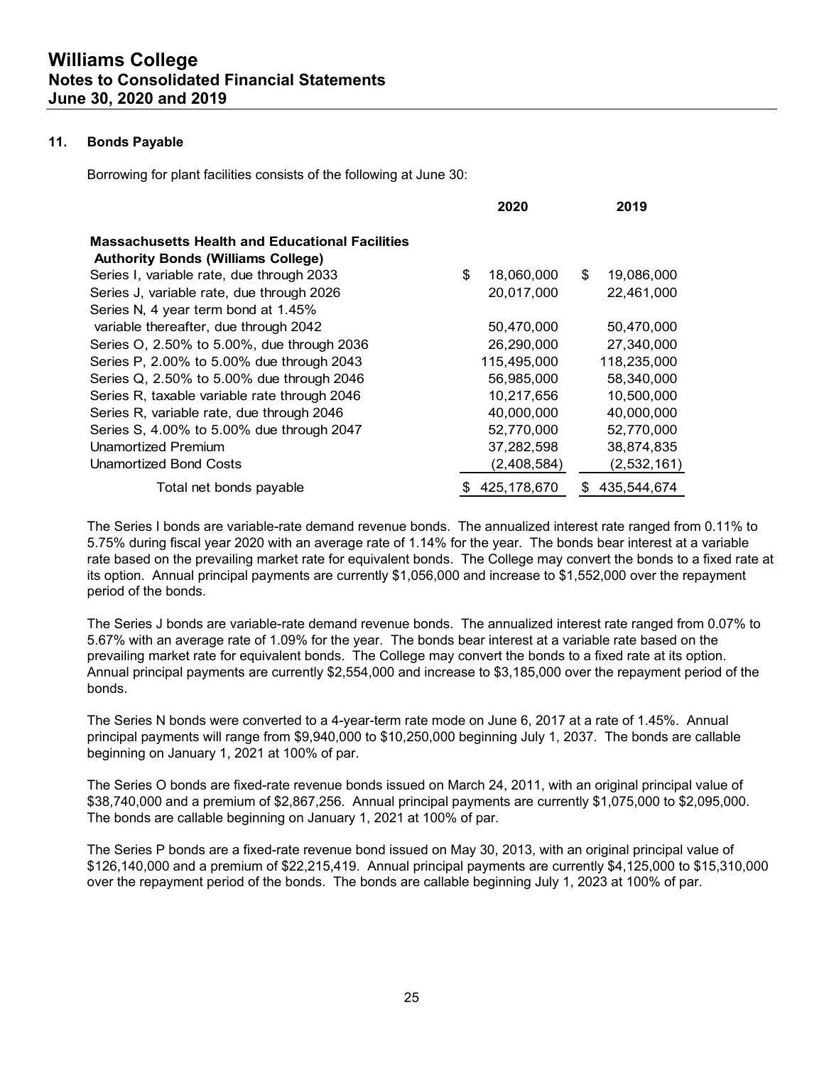### 11. Bonds Payable

Borrowing for plant facilities consists of the following at June 30:

| | 2020 | 2019 |
|---|---|---|
| **Massachusetts Health and Educational Facilities Authority Bonds (Williams College)** | | |
| Series I, variable rate, due through 2033 | $ 18,060,000 | $ 19,086,000 |
| Series J, variable rate, due through 2026 | 20,017,000 | 22,461,000 |
| Series N, 4 year term bond at 1.45% variable thereafter, due through 2042 | 50,470,000 | 50,470,000 |
| Series O, 2.50% to 5.00%, due through 2036 | 26,290,000 | 27,340,000 |
| Series P, 2.00% to 5.00% due through 2043 | 115,495,000 | 118,235,000 |
| Series Q, 2.50% to 5.00% due through 2046 | 56,985,000 | 58,340,000 |
| Series R, taxable variable rate through 2046 | 10,217,656 | 10,500,000 |
| Series R, variable rate, due through 2046 | 40,000,000 | 40,000,000 |
| Series S, 4.00% to 5.00% due through 2047 | 52,770,000 | 52,770,000 |
| Unamortized Premium | 37,282,598 | 38,874,835 |
| Unamortized Bond Costs | (2,408,584) | (2,532,161) |
| Total net bonds payable | $ 425,178,670 | $ 435,544,674 |

The Series I bonds are variable-rate demand revenue bonds. The annualized interest rate ranged from 0.11% to 5.75% during fiscal year 2020 with an average rate of 1.14% for the year. The bonds bear interest at a variable rate based on the prevailing market rate for equivalent bonds. The College may convert the bonds to a fixed rate at its option. Annual principal payments are currently $1,056,000 and increase to $1,552,000 over the repayment period of the bonds.

The Series J bonds are variable-rate demand revenue bonds. The annualized interest rate ranged from 0.07% to 5.67% with an average rate of 1.09% for the year. The bonds bear interest at a variable rate based on the prevailing market rate for equivalent bonds. The College may convert the bonds to a fixed rate at its option. Annual principal payments are currently $2,554,000 and increase to $3,185,000 over the repayment period of the bonds.

The Series N bonds were converted to a 4-year-term rate mode on June 6, 2017 at a rate of 1.45%. Annual principal payments will range from $9,940,000 to $10,250,000 beginning July 1, 2037. The bonds are callable beginning on January 1, 2021 at 100% of par.

The Series O bonds are fixed-rate revenue bonds issued on March 24, 2011, with an original principal value of $38,740,000 and a premium of $2,867,256. Annual principal payments are currently $1,075,000 to $2,095,000. The bonds are callable beginning on January 1, 2021 at 100% of par.

The Series P bonds are a fixed-rate revenue bond issued on May 30, 2013, with an original principal value of $126,140,000 and a premium of $22,215,419. Annual principal payments are currently $4,125,000 to $15,310,000 over the repayment period of the bonds. The bonds are callable beginning July 1, 2023 at 100% of par.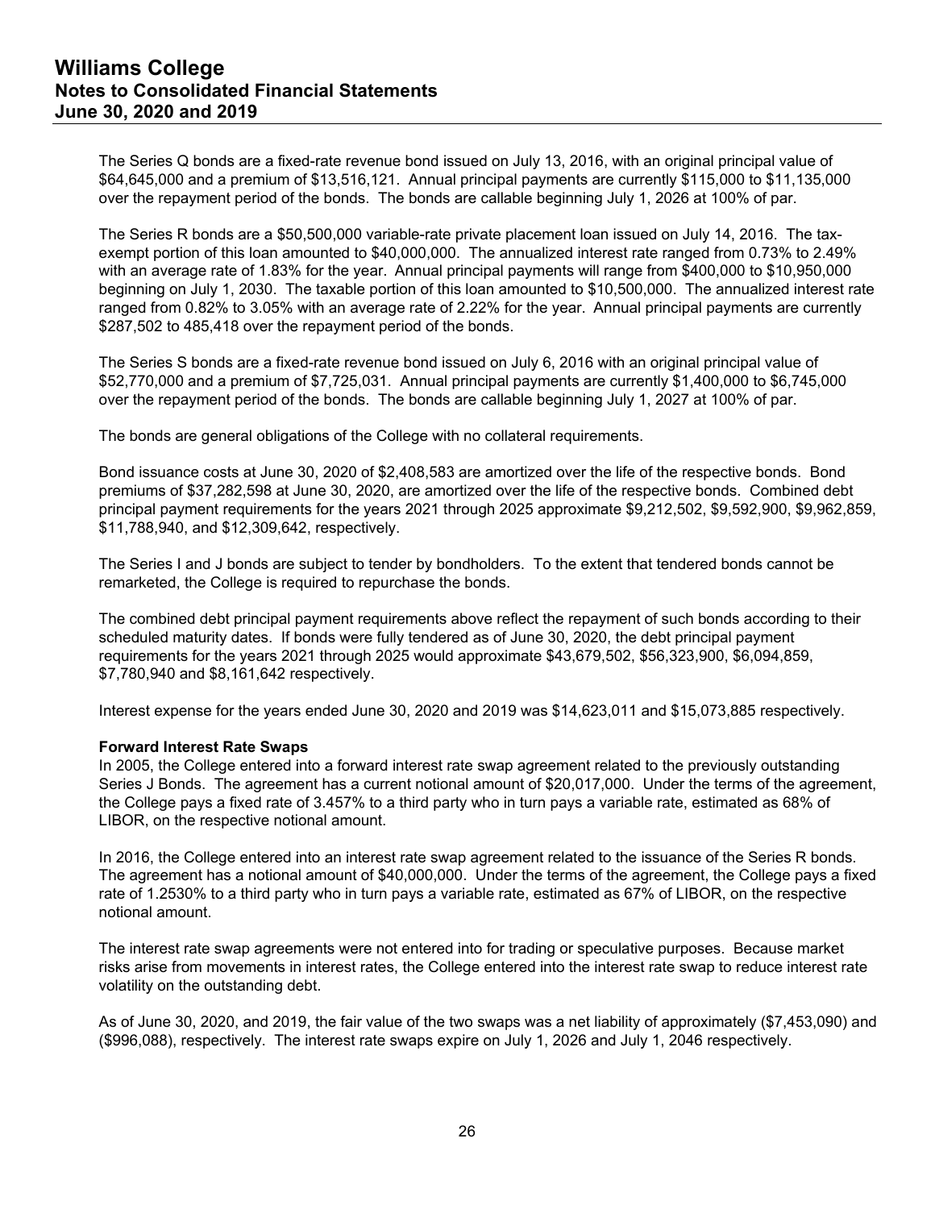The Series Q bonds are a fixed-rate revenue bond issued on July 13, 2016, with an original principal value of $64,645,000 and a premium of $13,516,121. Annual principal payments are currently $115,000 to $11,135,000 over the repayment period of the bonds. The bonds are callable beginning July 1, 2026 at 100% of par.

The Series R bonds are a $50,500,000 variable-rate private placement loan issued on July 14, 2016. The tax-exempt portion of this loan amounted to $40,000,000. The annualized interest rate ranged from 0.73% to 2.49% with an average rate of 1.83% for the year. Annual principal payments will range from $400,000 to $10,950,000 beginning on July 1, 2030. The taxable portion of this loan amounted to $10,500,000. The annualized interest rate ranged from 0.82% to 3.05% with an average rate of 2.22% for the year. Annual principal payments are currently $287,502 to 485,418 over the repayment period of the bonds.

The Series S bonds are a fixed-rate revenue bond issued on July 6, 2016 with an original principal value of $52,770,000 and a premium of $7,725,031. Annual principal payments are currently $1,400,000 to $6,745,000 over the repayment period of the bonds. The bonds are callable beginning July 1, 2027 at 100% of par.

The bonds are general obligations of the College with no collateral requirements.

Bond issuance costs at June 30, 2020 of $2,408,583 are amortized over the life of the respective bonds. Bond premiums of $37,282,598 at June 30, 2020, are amortized over the life of the respective bonds. Combined debt principal payment requirements for the years 2021 through 2025 approximate $9,212,502, $9,592,900, $9,962,859, $11,788,940, and $12,309,642, respectively.

The Series I and J bonds are subject to tender by bondholders. To the extent that tendered bonds cannot be remarketed, the College is required to repurchase the bonds.

The combined debt principal payment requirements above reflect the repayment of such bonds according to their scheduled maturity dates. If bonds were fully tendered as of June 30, 2020, the debt principal payment requirements for the years 2021 through 2025 would approximate $43,679,502, $56,323,900, $6,094,859, $7,780,940 and $8,161,642 respectively.

Interest expense for the years ended June 30, 2020 and 2019 was $14,623,011 and $15,073,885 respectively.

**Forward Interest Rate Swaps**

In 2005, the College entered into a forward interest rate swap agreement related to the previously outstanding Series J Bonds. The agreement has a current notional amount of $20,017,000. Under the terms of the agreement, the College pays a fixed rate of 3.457% to a third party who in turn pays a variable rate, estimated as 68% of LIBOR, on the respective notional amount.

In 2016, the College entered into an interest rate swap agreement related to the issuance of the Series R bonds. The agreement has a notional amount of $40,000,000. Under the terms of the agreement, the College pays a fixed rate of 1.2530% to a third party who in turn pays a variable rate, estimated as 67% of LIBOR, on the respective notional amount.

The interest rate swap agreements were not entered into for trading or speculative purposes. Because market risks arise from movements in interest rates, the College entered into the interest rate swap to reduce interest rate volatility on the outstanding debt.

As of June 30, 2020, and 2019, the fair value of the two swaps was a net liability of approximately ($7,453,090) and ($996,088), respectively. The interest rate swaps expire on July 1, 2026 and July 1, 2046 respectively.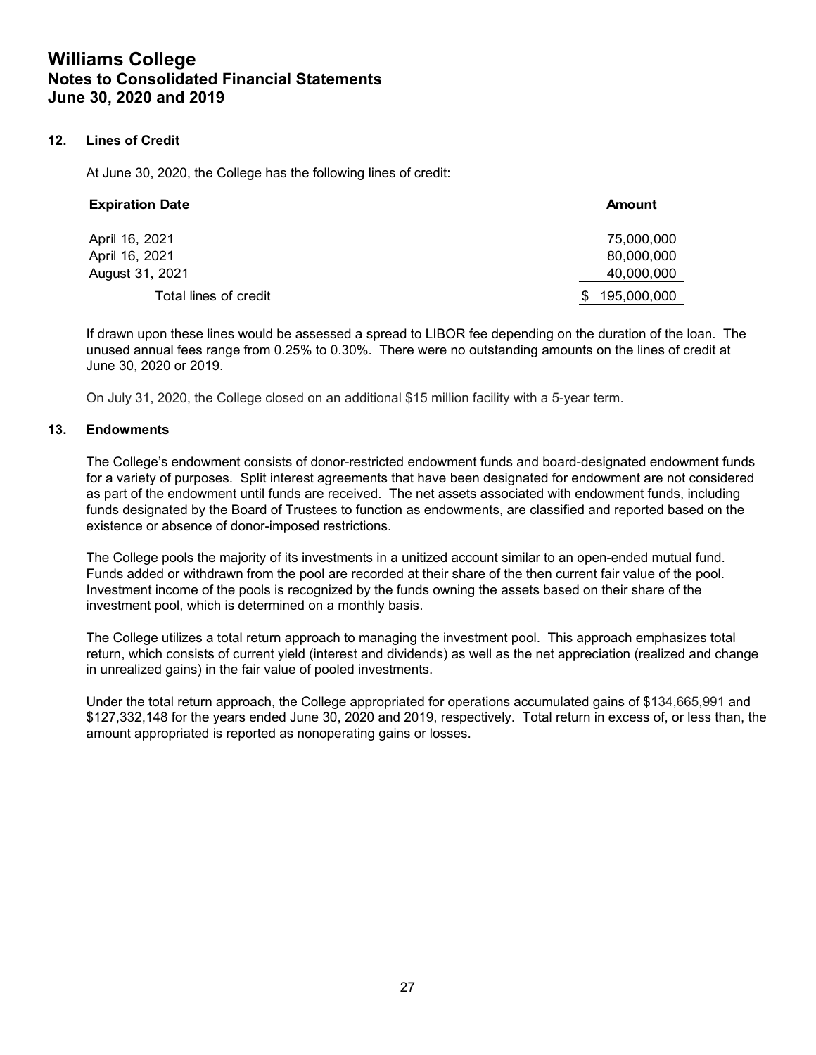## 12. Lines of Credit

At June 30, 2020, the College has the following lines of credit:

| Expiration Date | Amount |
|---|---|
| April 16, 2021 | 75,000,000 |
| April 16, 2021 | 80,000,000 |
| August 31, 2021 | 40,000,000 |
| Total lines of credit | $ 195,000,000 |

If drawn upon these lines would be assessed a spread to LIBOR fee depending on the duration of the loan. The unused annual fees range from 0.25% to 0.30%. There were no outstanding amounts on the lines of credit at June 30, 2020 or 2019.

On July 31, 2020, the College closed on an additional $15 million facility with a 5-year term.

## 13. Endowments

The College's endowment consists of donor-restricted endowment funds and board-designated endowment funds for a variety of purposes. Split interest agreements that have been designated for endowment are not considered as part of the endowment until funds are received. The net assets associated with endowment funds, including funds designated by the Board of Trustees to function as endowments, are classified and reported based on the existence or absence of donor-imposed restrictions.

The College pools the majority of its investments in a unitized account similar to an open-ended mutual fund. Funds added or withdrawn from the pool are recorded at their share of the then current fair value of the pool. Investment income of the pools is recognized by the funds owning the assets based on their share of the investment pool, which is determined on a monthly basis.

The College utilizes a total return approach to managing the investment pool. This approach emphasizes total return, which consists of current yield (interest and dividends) as well as the net appreciation (realized and change in unrealized gains) in the fair value of pooled investments.

Under the total return approach, the College appropriated for operations accumulated gains of $134,665,991 and $127,332,148 for the years ended June 30, 2020 and 2019, respectively. Total return in excess of, or less than, the amount appropriated is reported as nonoperating gains or losses.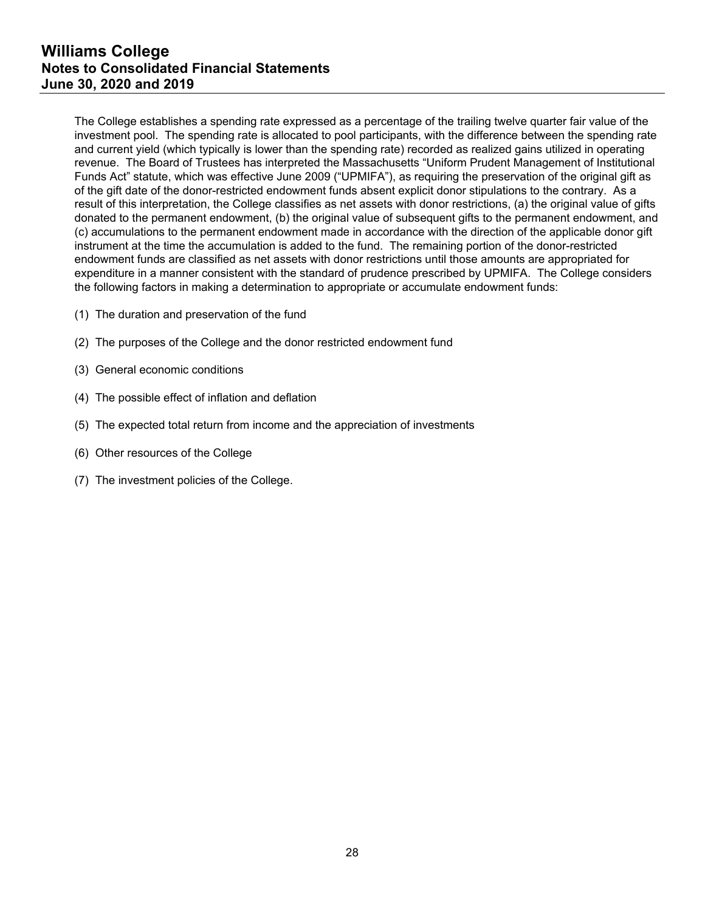The College establishes a spending rate expressed as a percentage of the trailing twelve quarter fair value of the investment pool. The spending rate is allocated to pool participants, with the difference between the spending rate and current yield (which typically is lower than the spending rate) recorded as realized gains utilized in operating revenue. The Board of Trustees has interpreted the Massachusetts "Uniform Prudent Management of Institutional Funds Act" statute, which was effective June 2009 ("UPMIFA"), as requiring the preservation of the original gift as of the gift date of the donor-restricted endowment funds absent explicit donor stipulations to the contrary. As a result of this interpretation, the College classifies as net assets with donor restrictions, (a) the original value of gifts donated to the permanent endowment, (b) the original value of subsequent gifts to the permanent endowment, and (c) accumulations to the permanent endowment made in accordance with the direction of the applicable donor gift instrument at the time the accumulation is added to the fund. The remaining portion of the donor-restricted endowment funds are classified as net assets with donor restrictions until those amounts are appropriated for expenditure in a manner consistent with the standard of prudence prescribed by UPMIFA. The College considers the following factors in making a determination to appropriate or accumulate endowment funds:

(1) The duration and preservation of the fund

(2) The purposes of the College and the donor restricted endowment fund

(3) General economic conditions

(4) The possible effect of inflation and deflation

(5) The expected total return from income and the appreciation of investments

(6) Other resources of the College

(7) The investment policies of the College.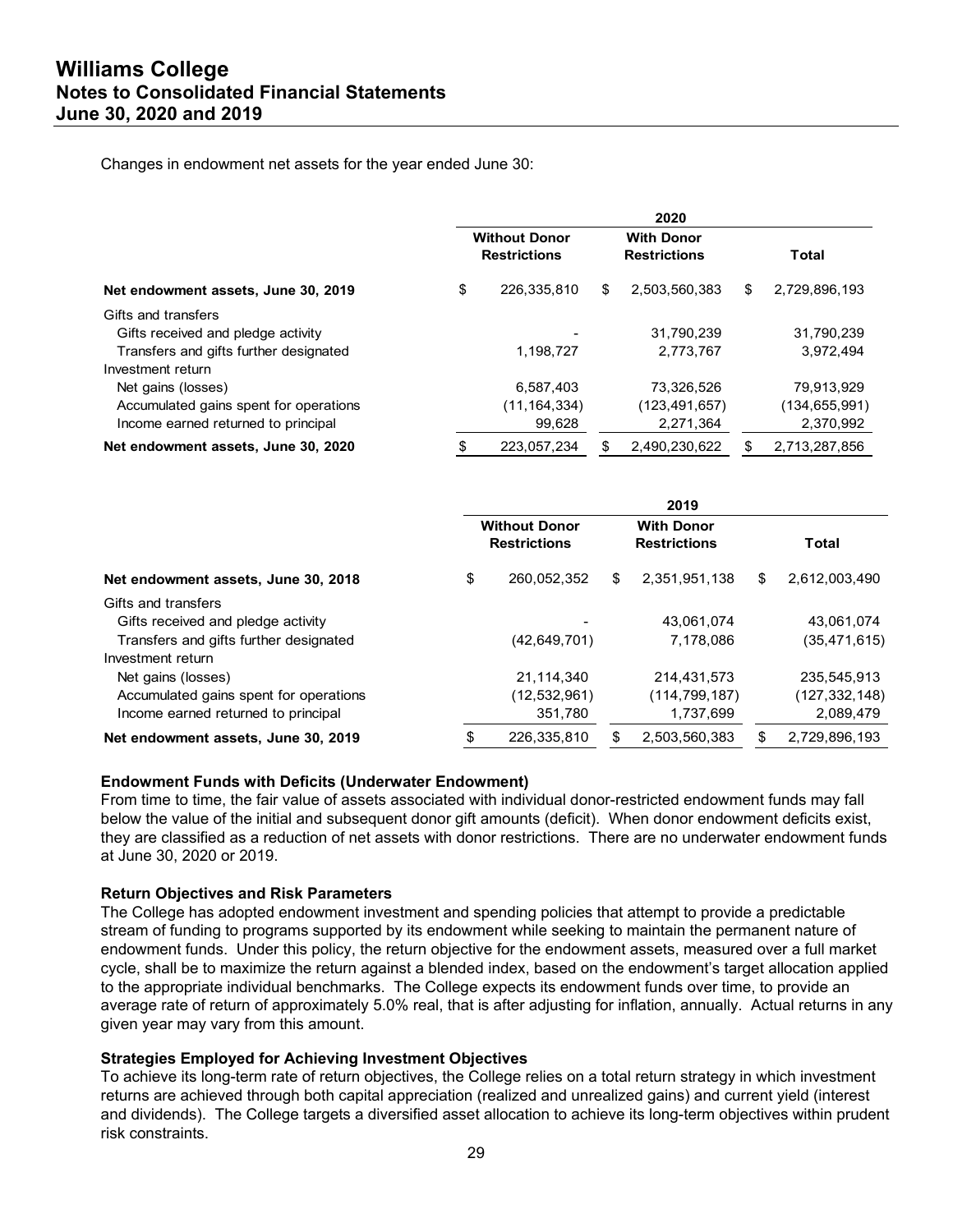Changes in endowment net assets for the year ended June 30:

| | 2020 | | |
|---|---|---|---|
| | Without Donor Restrictions | With Donor Restrictions | Total |
| **Net endowment assets, June 30, 2019** | $ 226,335,810 | $ 2,503,560,383 | $ 2,729,896,193 |
| Gifts and transfers | | | |
| Gifts received and pledge activity | - | 31,790,239 | 31,790,239 |
| Transfers and gifts further designated | 1,198,727 | 2,773,767 | 3,972,494 |
| Investment return | | | |
| Net gains (losses) | 6,587,403 | 73,326,526 | 79,913,929 |
| Accumulated gains spent for operations | (11,164,334) | (123,491,657) | (134,655,991) |
| Income earned returned to principal | 99,628 | 2,271,364 | 2,370,992 |
| **Net endowment assets, June 30, 2020** | $ 223,057,234 | $ 2,490,230,622 | $ 2,713,287,856 |

| | 2019 | | |
|---|---|---|---|
| | Without Donor Restrictions | With Donor Restrictions | Total |
| **Net endowment assets, June 30, 2018** | $ 260,052,352 | $ 2,351,951,138 | $ 2,612,003,490 |
| Gifts and transfers | | | |
| Gifts received and pledge activity | - | 43,061,074 | 43,061,074 |
| Transfers and gifts further designated | (42,649,701) | 7,178,086 | (35,471,615) |
| Investment return | | | |
| Net gains (losses) | 21,114,340 | 214,431,573 | 235,545,913 |
| Accumulated gains spent for operations | (12,532,961) | (114,799,187) | (127,332,148) |
| Income earned returned to principal | 351,780 | 1,737,699 | 2,089,479 |
| **Net endowment assets, June 30, 2019** | $ 226,335,810 | $ 2,503,560,383 | $ 2,729,896,193 |

**Endowment Funds with Deficits (Underwater Endowment)**

From time to time, the fair value of assets associated with individual donor-restricted endowment funds may fall below the value of the initial and subsequent donor gift amounts (deficit). When donor endowment deficits exist, they are classified as a reduction of net assets with donor restrictions. There are no underwater endowment funds at June 30, 2020 or 2019.

**Return Objectives and Risk Parameters**

The College has adopted endowment investment and spending policies that attempt to provide a predictable stream of funding to programs supported by its endowment while seeking to maintain the permanent nature of endowment funds. Under this policy, the return objective for the endowment assets, measured over a full market cycle, shall be to maximize the return against a blended index, based on the endowment's target allocation applied to the appropriate individual benchmarks. The College expects its endowment funds over time, to provide an average rate of return of approximately 5.0% real, that is after adjusting for inflation, annually. Actual returns in any given year may vary from this amount.

**Strategies Employed for Achieving Investment Objectives**

To achieve its long-term rate of return objectives, the College relies on a total return strategy in which investment returns are achieved through both capital appreciation (realized and unrealized gains) and current yield (interest and dividends). The College targets a diversified asset allocation to achieve its long-term objectives within prudent risk constraints.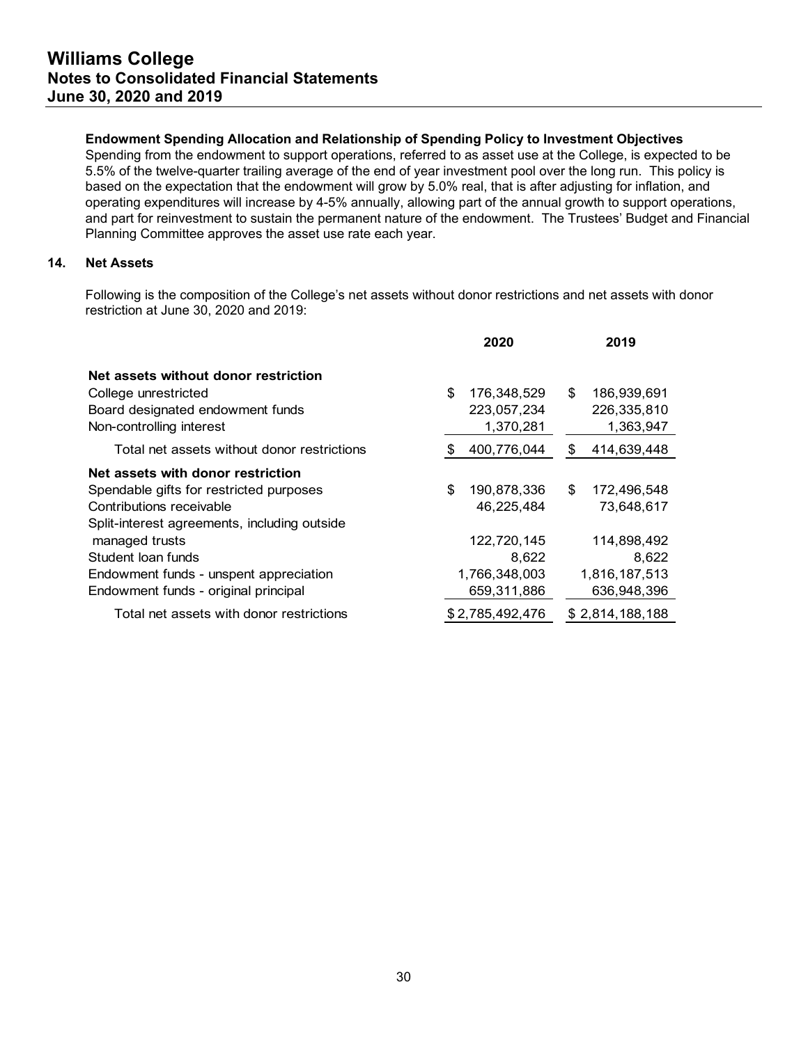**Endowment Spending Allocation and Relationship of Spending Policy to Investment Objectives**

Spending from the endowment to support operations, referred to as asset use at the College, is expected to be 5.5% of the twelve-quarter trailing average of the end of year investment pool over the long run. This policy is based on the expectation that the endowment will grow by 5.0% real, that is after adjusting for inflation, and operating expenditures will increase by 4-5% annually, allowing part of the annual growth to support operations, and part for reinvestment to sustain the permanent nature of the endowment. The Trustees' Budget and Financial Planning Committee approves the asset use rate each year.

## 14. Net Assets

Following is the composition of the College's net assets without donor restrictions and net assets with donor restriction at June 30, 2020 and 2019:

| | 2020 | 2019 |
|---|---|---|
| **Net assets without donor restriction** | | |
| College unrestricted | $ 176,348,529 | $ 186,939,691 |
| Board designated endowment funds | 223,057,234 | 226,335,810 |
| Non-controlling interest | 1,370,281 | 1,363,947 |
| Total net assets without donor restrictions | $ 400,776,044 | $ 414,639,448 |
| **Net assets with donor restriction** | | |
| Spendable gifts for restricted purposes | $ 190,878,336 | $ 172,496,548 |
| Contributions receivable | 46,225,484 | 73,648,617 |
| Split-interest agreements, including outside managed trusts | 122,720,145 | 114,898,492 |
| Student loan funds | 8,622 | 8,622 |
| Endowment funds - unspent appreciation | 1,766,348,003 | 1,816,187,513 |
| Endowment funds - original principal | 659,311,886 | 636,948,396 |
| Total net assets with donor restrictions | $ 2,785,492,476 | $ 2,814,188,188 |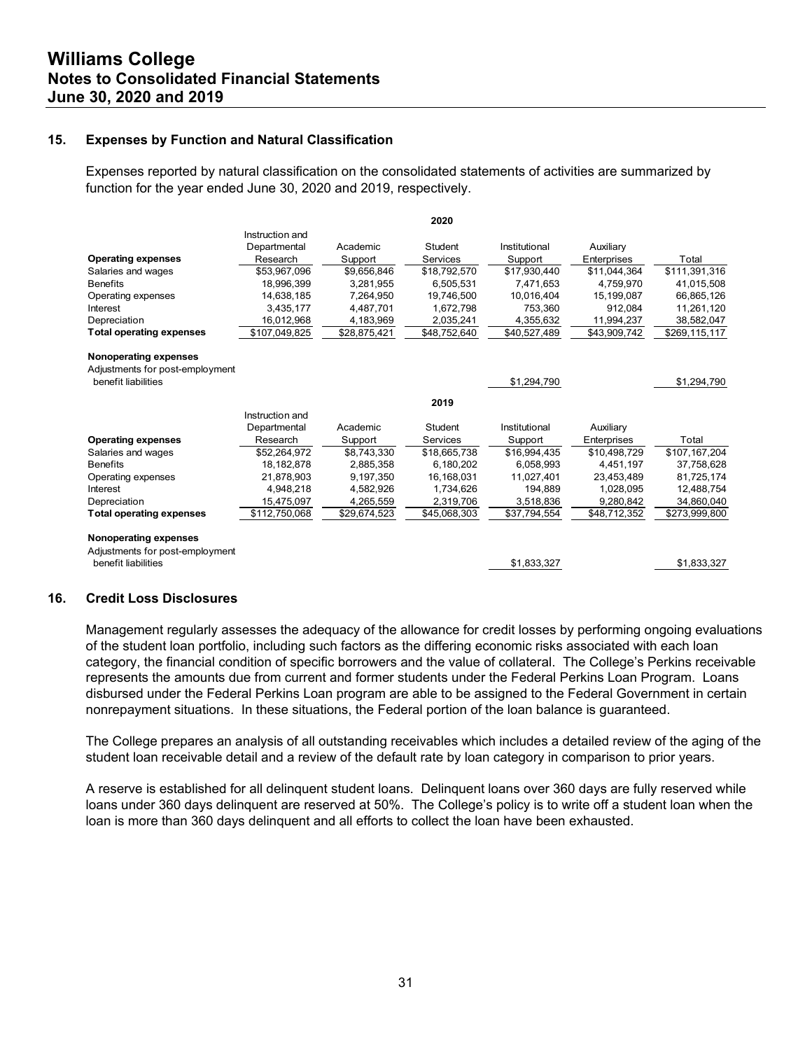## 15. Expenses by Function and Natural Classification

Expenses reported by natural classification on the consolidated statements of activities are summarized by function for the year ended June 30, 2020 and 2019, respectively.

**2020**

| **Operating expenses** | Instruction and Departmental Research | Academic Support | Student Services | Institutional Support | Auxiliary Enterprises | Total |
|---|---|---|---|---|---|---|
| Salaries and wages | $53,967,096 | $9,656,846 | $18,792,570 | $17,930,440 | $11,044,364 | $111,391,316 |
| Benefits | 18,996,399 | 3,281,955 | 6,505,531 | 7,471,653 | 4,759,970 | 41,015,508 |
| Operating expenses | 14,638,185 | 7,264,950 | 19,746,500 | 10,016,404 | 15,199,087 | 66,865,126 |
| Interest | 3,435,177 | 4,487,701 | 1,672,798 | 753,360 | 912,084 | 11,261,120 |
| Depreciation | 16,012,968 | 4,183,969 | 2,035,241 | 4,355,632 | 11,994,237 | 38,582,047 |
| **Total operating expenses** | $107,049,825 | $28,875,421 | $48,752,640 | $40,527,489 | $43,909,742 | $269,115,117 |
| **Nonoperating expenses** | | | | | | |
| Adjustments for post-employment benefit liabilities | | | | $1,294,790 | | $1,294,790 |

**2019**

| **Operating expenses** | Instruction and Departmental Research | Academic Support | Student Services | Institutional Support | Auxiliary Enterprises | Total |
|---|---|---|---|---|---|---|
| Salaries and wages | $52,264,972 | $8,743,330 | $18,665,738 | $16,994,435 | $10,498,729 | $107,167,204 |
| Benefits | 18,182,878 | 2,885,358 | 6,180,202 | 6,058,993 | 4,451,197 | 37,758,628 |
| Operating expenses | 21,878,903 | 9,197,350 | 16,168,031 | 11,027,401 | 23,453,489 | 81,725,174 |
| Interest | 4,948,218 | 4,582,926 | 1,734,626 | 194,889 | 1,028,095 | 12,488,754 |
| Depreciation | 15,475,097 | 4,265,559 | 2,319,706 | 3,518,836 | 9,280,842 | 34,860,040 |
| **Total operating expenses** | $112,750,068 | $29,674,523 | $45,068,303 | $37,794,554 | $48,712,352 | $273,999,800 |
| **Nonoperating expenses** | | | | | | |
| Adjustments for post-employment benefit liabilities | | | | $1,833,327 | | $1,833,327 |

## 16. Credit Loss Disclosures

Management regularly assesses the adequacy of the allowance for credit losses by performing ongoing evaluations of the student loan portfolio, including such factors as the differing economic risks associated with each loan category, the financial condition of specific borrowers and the value of collateral. The College's Perkins receivable represents the amounts due from current and former students under the Federal Perkins Loan Program. Loans disbursed under the Federal Perkins Loan program are able to be assigned to the Federal Government in certain nonrepayment situations. In these situations, the Federal portion of the loan balance is guaranteed.

The College prepares an analysis of all outstanding receivables which includes a detailed review of the aging of the student loan receivable detail and a review of the default rate by loan category in comparison to prior years.

A reserve is established for all delinquent student loans. Delinquent loans over 360 days are fully reserved while loans under 360 days delinquent are reserved at 50%. The College's policy is to write off a student loan when the loan is more than 360 days delinquent and all efforts to collect the loan have been exhausted.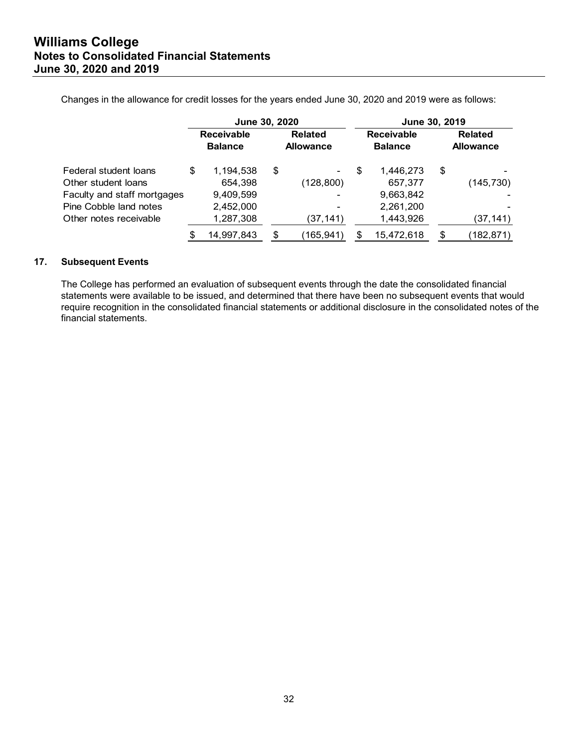Changes in the allowance for credit losses for the years ended June 30, 2020 and 2019 were as follows:

| | June 30, 2020 | | June 30, 2019 | |
|---|---|---|---|---|
| | Receivable Balance | Related Allowance | Receivable Balance | Related Allowance |
| Federal student loans | $ 1,194,538 | $ - | $ 1,446,273 | $ - |
| Other student loans | 654,398 | (128,800) | 657,377 | (145,730) |
| Faculty and staff mortgages | 9,409,599 | - | 9,663,842 | - |
| Pine Cobble land notes | 2,452,000 | - | 2,261,200 | - |
| Other notes receivable | 1,287,308 | (37,141) | 1,443,926 | (37,141) |
| | $ 14,997,843 | $ (165,941) | $ 15,472,618 | $ (182,871) |

## 17. Subsequent Events

The College has performed an evaluation of subsequent events through the date the consolidated financial statements were available to be issued, and determined that there have been no subsequent events that would require recognition in the consolidated financial statements or additional disclosure in the consolidated notes of the financial statements.